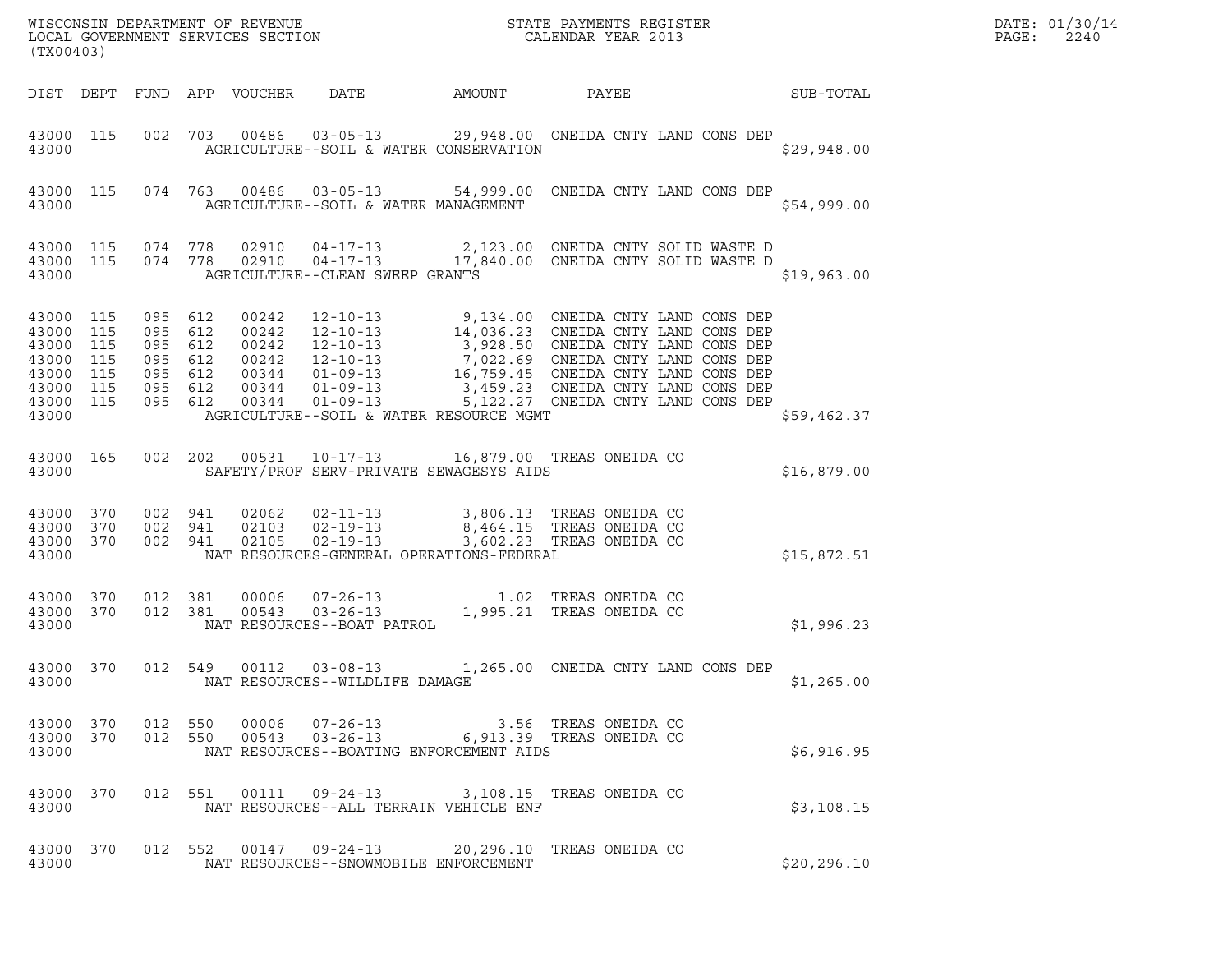WISCONSIN DEPARTMENT OF REVENUE
LOCAL GOVERNMENT SERVICES SECTION
(TX00403)

STATE PAYMENTS REGISTER
CALENDAR YEAR 2013

DATE: 01/30/14

| DIST | DEPT | FUND | APP | VOUCHER | DATE | AMOUNT | PAYEE | SUB-TOTAL |
|---|---|---|---|---|---|---|---|---|
| 43000 | 115 | 002 | 703 | 00486 | 03-05-13 | 29,948.00 | ONEIDA CNTY LAND CONS DEP | |
| 43000 | | | | | AGRICULTURE--SOIL & WATER CONSERVATION | | | $29,948.00 |
| 43000 | 115 | 074 | 763 | 00486 | 03-05-13 | 54,999.00 | ONEIDA CNTY LAND CONS DEP | |
| 43000 | | | | | AGRICULTURE--SOIL & WATER MANAGEMENT | | | $54,999.00 |
| 43000 | 115 | 074 | 778 | 02910 | 04-17-13 | 2,123.00 | ONEIDA CNTY SOLID WASTE D | |
| 43000 | 115 | 074 | 778 | 02910 | 04-17-13 | 17,840.00 | ONEIDA CNTY SOLID WASTE D | |
| 43000 | | | | | AGRICULTURE--CLEAN SWEEP GRANTS | | | $19,963.00 |
| 43000 | 115 | 095 | 612 | 00242 | 12-10-13 | 9,134.00 | ONEIDA CNTY LAND CONS DEP | |
| 43000 | 115 | 095 | 612 | 00242 | 12-10-13 | 14,036.23 | ONEIDA CNTY LAND CONS DEP | |
| 43000 | 115 | 095 | 612 | 00242 | 12-10-13 | 3,928.50 | ONEIDA CNTY LAND CONS DEP | |
| 43000 | 115 | 095 | 612 | 00242 | 12-10-13 | 7,022.69 | ONEIDA CNTY LAND CONS DEP | |
| 43000 | 115 | 095 | 612 | 00344 | 01-09-13 | 16,759.45 | ONEIDA CNTY LAND CONS DEP | |
| 43000 | 115 | 095 | 612 | 00344 | 01-09-13 | 3,459.23 | ONEIDA CNTY LAND CONS DEP | |
| 43000 | 115 | 095 | 612 | 00344 | 01-09-13 | 5,122.27 | ONEIDA CNTY LAND CONS DEP | |
| 43000 | | | | | AGRICULTURE--SOIL & WATER RESOURCE MGMT | | | $59,462.37 |
| 43000 | 165 | 002 | 202 | 00531 | 10-17-13 | 16,879.00 | TREAS ONEIDA CO | |
| 43000 | | | | | SAFETY/PROF SERV-PRIVATE SEWAGESYS AIDS | | | $16,879.00 |
| 43000 | 370 | 002 | 941 | 02062 | 02-11-13 | 3,806.13 | TREAS ONEIDA CO | |
| 43000 | 370 | 002 | 941 | 02103 | 02-19-13 | 8,464.15 | TREAS ONEIDA CO | |
| 43000 | 370 | 002 | 941 | 02105 | 02-19-13 | 3,602.23 | TREAS ONEIDA CO | |
| 43000 | | | | | NAT RESOURCES-GENERAL OPERATIONS-FEDERAL | | | $15,872.51 |
| 43000 | 370 | 012 | 381 | 00006 | 07-26-13 | 1.02 | TREAS ONEIDA CO | |
| 43000 | 370 | 012 | 381 | 00543 | 03-26-13 | 1,995.21 | TREAS ONEIDA CO | |
| 43000 | | | | | NAT RESOURCES--BOAT PATROL | | | $1,996.23 |
| 43000 | 370 | 012 | 549 | 00112 | 03-08-13 | 1,265.00 | ONEIDA CNTY LAND CONS DEP | |
| 43000 | | | | | NAT RESOURCES--WILDLIFE DAMAGE | | | $1,265.00 |
| 43000 | 370 | 012 | 550 | 00006 | 07-26-13 | 3.56 | TREAS ONEIDA CO | |
| 43000 | 370 | 012 | 550 | 00543 | 03-26-13 | 6,913.39 | TREAS ONEIDA CO | |
| 43000 | | | | | NAT RESOURCES--BOATING ENFORCEMENT AIDS | | | $6,916.95 |
| 43000 | 370 | 012 | 551 | 00111 | 09-24-13 | 3,108.15 | TREAS ONEIDA CO | |
| 43000 | | | | | NAT RESOURCES--ALL TERRAIN VEHICLE ENF | | | $3,108.15 |
| 43000 | 370 | 012 | 552 | 00147 | 09-24-13 | 20,296.10 | TREAS ONEIDA CO | |
| 43000 | | | | | NAT RESOURCES--SNOWMOBILE ENFORCEMENT | | | $20,296.10 |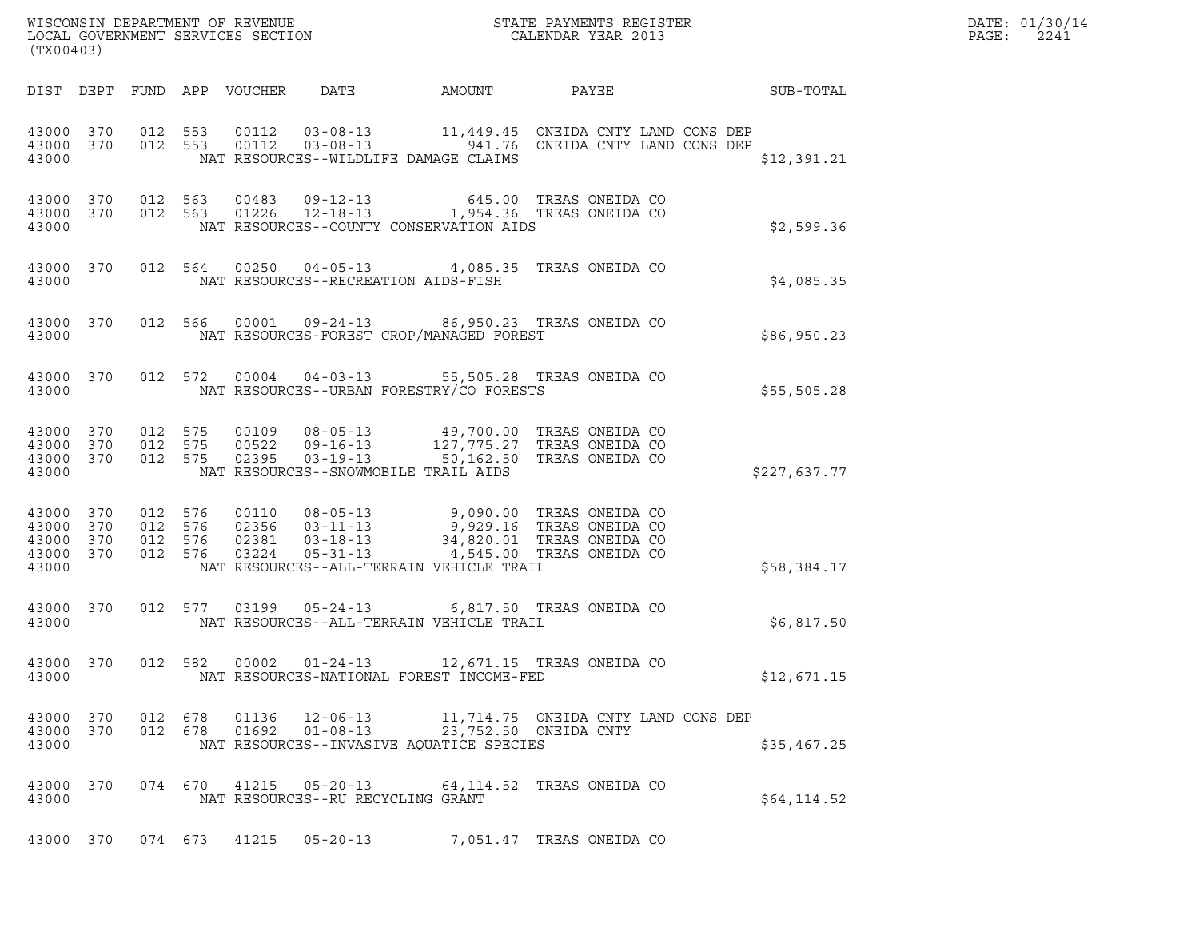| DIST | DEPT | FUND | APP | VOUCHER | DATE | AMOUNT | PAYEE | SUB-TOTAL |
|---|---|---|---|---|---|---|---|---|
| 43000 | 370 | 012 | 553 | 00112 | 03-08-13 | 11,449.45 | ONEIDA CNTY LAND CONS DEP | |
| 43000 | 370 | 012 | 553 | 00112 | 03-08-13 | 941.76 | ONEIDA CNTY LAND CONS DEP | |
| 43000 | | | | | NAT RESOURCES--WILDLIFE DAMAGE CLAIMS | | | $12,391.21 |
| 43000 | 370 | 012 | 563 | 00483 | 09-12-13 | 645.00 | TREAS ONEIDA CO | |
| 43000 | 370 | 012 | 563 | 01226 | 12-18-13 | 1,954.36 | TREAS ONEIDA CO | |
| 43000 | | | | | NAT RESOURCES--COUNTY CONSERVATION AIDS | | | $2,599.36 |
| 43000 | 370 | 012 | 564 | 00250 | 04-05-13 | 4,085.35 | TREAS ONEIDA CO | |
| 43000 | | | | | NAT RESOURCES--RECREATION AIDS-FISH | | | $4,085.35 |
| 43000 | 370 | 012 | 566 | 00001 | 09-24-13 | 86,950.23 | TREAS ONEIDA CO | |
| 43000 | | | | | NAT RESOURCES-FOREST CROP/MANAGED FOREST | | | $86,950.23 |
| 43000 | 370 | 012 | 572 | 00004 | 04-03-13 | 55,505.28 | TREAS ONEIDA CO | |
| 43000 | | | | | NAT RESOURCES--URBAN FORESTRY/CO FORESTS | | | $55,505.28 |
| 43000 | 370 | 012 | 575 | 00109 | 08-05-13 | 49,700.00 | TREAS ONEIDA CO | |
| 43000 | 370 | 012 | 575 | 00522 | 09-16-13 | 127,775.27 | TREAS ONEIDA CO | |
| 43000 | 370 | 012 | 575 | 02395 | 03-19-13 | 50,162.50 | TREAS ONEIDA CO | |
| 43000 | | | | | NAT RESOURCES--SNOWMOBILE TRAIL AIDS | | | $227,637.77 |
| 43000 | 370 | 012 | 576 | 00110 | 08-05-13 | 9,090.00 | TREAS ONEIDA CO | |
| 43000 | 370 | 012 | 576 | 02356 | 03-11-13 | 9,929.16 | TREAS ONEIDA CO | |
| 43000 | 370 | 012 | 576 | 02381 | 03-18-13 | 34,820.01 | TREAS ONEIDA CO | |
| 43000 | 370 | 012 | 576 | 03224 | 05-31-13 | 4,545.00 | TREAS ONEIDA CO | |
| 43000 | | | | | NAT RESOURCES--ALL-TERRAIN VEHICLE TRAIL | | | $58,384.17 |
| 43000 | 370 | 012 | 577 | 03199 | 05-24-13 | 6,817.50 | TREAS ONEIDA CO | |
| 43000 | | | | | NAT RESOURCES--ALL-TERRAIN VEHICLE TRAIL | | | $6,817.50 |
| 43000 | 370 | 012 | 582 | 00002 | 01-24-13 | 12,671.15 | TREAS ONEIDA CO | |
| 43000 | | | | | NAT RESOURCES-NATIONAL FOREST INCOME-FED | | | $12,671.15 |
| 43000 | 370 | 012 | 678 | 01136 | 12-06-13 | 11,714.75 | ONEIDA CNTY LAND CONS DEP | |
| 43000 | 370 | 012 | 678 | 01692 | 01-08-13 | 23,752.50 | ONEIDA CNTY | |
| 43000 | | | | | NAT RESOURCES--INVASIVE AQUATICE SPECIES | | | $35,467.25 |
| 43000 | 370 | 074 | 670 | 41215 | 05-20-13 | 64,114.52 | TREAS ONEIDA CO | |
| 43000 | | | | | NAT RESOURCES--RU RECYCLING GRANT | | | $64,114.52 |
| 43000 | 370 | 074 | 673 | 41215 | 05-20-13 | 7,051.47 | TREAS ONEIDA CO | |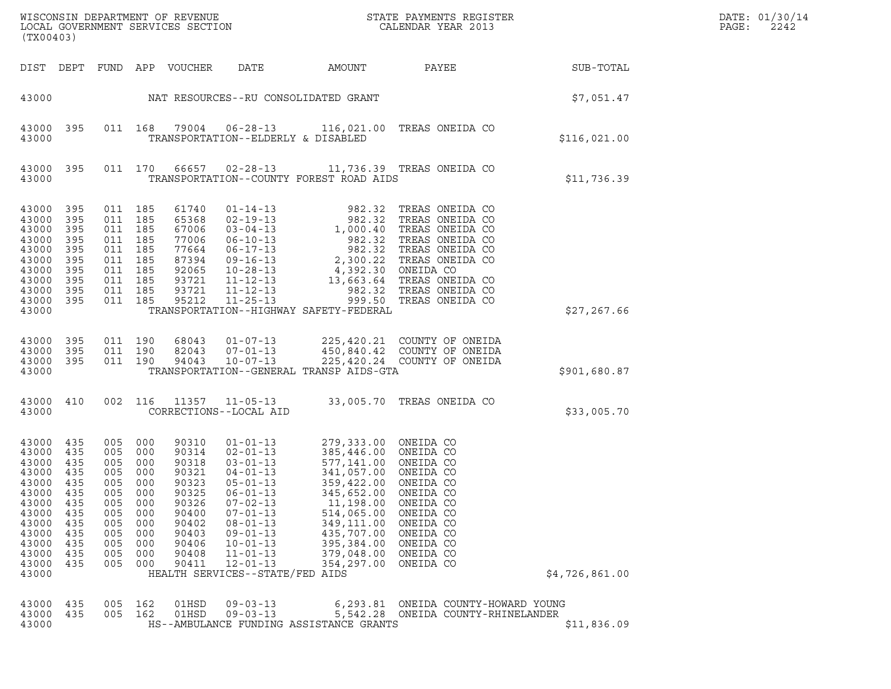| DIST | DEPT | FUND | APP | VOUCHER | DATE | AMOUNT | PAYEE | SUB-TOTAL |
|---|---|---|---|---|---|---|---|---|
| 43000 | | | | | NAT RESOURCES--RU CONSOLIDATED GRANT | | | $7,051.47 |
| 43000 | 395 | 011 | 168 | 79004 | 06-28-13 | 116,021.00 | TREAS ONEIDA CO | |
| 43000 | | | | | TRANSPORTATION--ELDERLY & DISABLED | | | $116,021.00 |
| 43000 | 395 | 011 | 170 | 66657 | 02-28-13 | 11,736.39 | TREAS ONEIDA CO | |
| 43000 | | | | | TRANSPORTATION--COUNTY FOREST ROAD AIDS | | | $11,736.39 |
| 43000 | 395 | 011 | 185 | 61740 | 01-14-13 | 982.32 | TREAS ONEIDA CO | |
| 43000 | 395 | 011 | 185 | 65368 | 02-19-13 | 982.32 | TREAS ONEIDA CO | |
| 43000 | 395 | 011 | 185 | 67006 | 03-04-13 | 1,000.40 | TREAS ONEIDA CO | |
| 43000 | 395 | 011 | 185 | 77006 | 06-10-13 | 982.32 | TREAS ONEIDA CO | |
| 43000 | 395 | 011 | 185 | 77664 | 06-17-13 | 982.32 | TREAS ONEIDA CO | |
| 43000 | 395 | 011 | 185 | 87394 | 09-16-13 | 2,300.22 | TREAS ONEIDA CO | |
| 43000 | 395 | 011 | 185 | 92065 | 10-28-13 | 4,392.30 | ONEIDA CO | |
| 43000 | 395 | 011 | 185 | 93721 | 11-12-13 | 13,663.64 | TREAS ONEIDA CO | |
| 43000 | 395 | 011 | 185 | 93721 | 11-12-13 | 982.32 | TREAS ONEIDA CO | |
| 43000 | 395 | 011 | 185 | 95212 | 11-25-13 | 999.50 | TREAS ONEIDA CO | |
| 43000 | | | | | TRANSPORTATION--HIGHWAY SAFETY-FEDERAL | | | $27,267.66 |
| 43000 | 395 | 011 | 190 | 68043 | 01-07-13 | 225,420.21 | COUNTY OF ONEIDA | |
| 43000 | 395 | 011 | 190 | 82043 | 07-01-13 | 450,840.42 | COUNTY OF ONEIDA | |
| 43000 | 395 | 011 | 190 | 94043 | 10-07-13 | 225,420.24 | COUNTY OF ONEIDA | |
| 43000 | | | | | TRANSPORTATION--GENERAL TRANSP AIDS-GTA | | | $901,680.87 |
| 43000 | 410 | 002 | 116 | 11357 | 11-05-13 | 33,005.70 | TREAS ONEIDA CO | |
| 43000 | | | | | CORRECTIONS--LOCAL AID | | | $33,005.70 |
| 43000 | 435 | 005 | 000 | 90310 | 01-01-13 | 279,333.00 | ONEIDA CO | |
| 43000 | 435 | 005 | 000 | 90314 | 02-01-13 | 385,446.00 | ONEIDA CO | |
| 43000 | 435 | 005 | 000 | 90318 | 03-01-13 | 577,141.00 | ONEIDA CO | |
| 43000 | 435 | 005 | 000 | 90321 | 04-01-13 | 341,057.00 | ONEIDA CO | |
| 43000 | 435 | 005 | 000 | 90323 | 05-01-13 | 359,422.00 | ONEIDA CO | |
| 43000 | 435 | 005 | 000 | 90325 | 06-01-13 | 345,652.00 | ONEIDA CO | |
| 43000 | 435 | 005 | 000 | 90326 | 07-02-13 | 11,198.00 | ONEIDA CO | |
| 43000 | 435 | 005 | 000 | 90400 | 07-01-13 | 514,065.00 | ONEIDA CO | |
| 43000 | 435 | 005 | 000 | 90402 | 08-01-13 | 349,111.00 | ONEIDA CO | |
| 43000 | 435 | 005 | 000 | 90403 | 09-01-13 | 435,707.00 | ONEIDA CO | |
| 43000 | 435 | 005 | 000 | 90406 | 10-01-13 | 395,384.00 | ONEIDA CO | |
| 43000 | 435 | 005 | 000 | 90408 | 11-01-13 | 379,048.00 | ONEIDA CO | |
| 43000 | 435 | 005 | 000 | 90411 | 12-01-13 | 354,297.00 | ONEIDA CO | |
| 43000 | | | | | HEALTH SERVICES--STATE/FED AIDS | | | $4,726,861.00 |
| 43000 | 435 | 005 | 162 | 01HSD | 09-03-13 | 6,293.81 | ONEIDA COUNTY-HOWARD YOUNG | |
| 43000 | 435 | 005 | 162 | 01HSD | 09-03-13 | 5,542.28 | ONEIDA COUNTY-RHINELANDER | |
| 43000 | | | | | HS--AMBULANCE FUNDING ASSISTANCE GRANTS | | | $11,836.09 |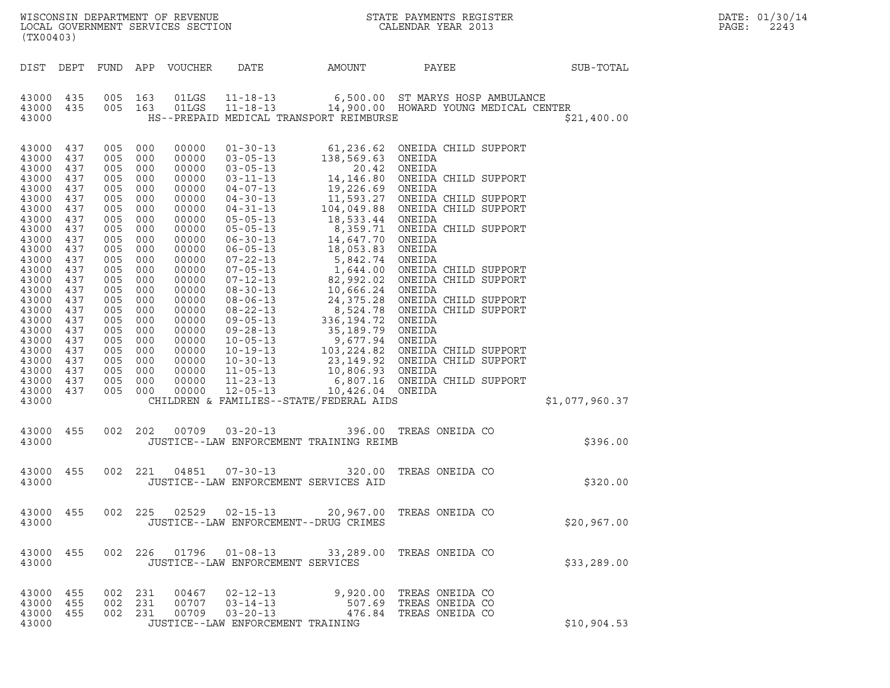WISCONSIN DEPARTMENT OF REVENUE
LOCAL GOVERNMENT SERVICES SECTION
(TX00403)

STATE PAYMENTS REGISTER
CALENDAR YEAR 2013

DATE: 01/30/14

| DIST | DEPT | FUND | APP | VOUCHER | DATE | AMOUNT | PAYEE | SUB-TOTAL |
|---|---|---|---|---|---|---|---|---|
| 43000 | 435 | 005 | 163 | 01LGS | 11-18-13 | 6,500.00 | ST MARYS HOSP AMBULANCE | |
| 43000 | 435 | 005 | 163 | 01LGS | 11-18-13 | 14,900.00 | HOWARD YOUNG MEDICAL CENTER | |
| 43000 | | | | | HS--PREPAID MEDICAL TRANSPORT REIMBURSE | | | $21,400.00 |
| 43000 | 437 | 005 | 000 | 00000 | 01-30-13 | 61,236.62 | ONEIDA CHILD SUPPORT | |
| 43000 | 437 | 005 | 000 | 00000 | 03-05-13 | 138,569.63 | ONEIDA | |
| 43000 | 437 | 005 | 000 | 00000 | 03-05-13 | 20.42 | ONEIDA | |
| 43000 | 437 | 005 | 000 | 00000 | 03-11-13 | 14,146.80 | ONEIDA CHILD SUPPORT | |
| 43000 | 437 | 005 | 000 | 00000 | 04-07-13 | 19,226.69 | ONEIDA | |
| 43000 | 437 | 005 | 000 | 00000 | 04-30-13 | 11,593.27 | ONEIDA CHILD SUPPORT | |
| 43000 | 437 | 005 | 000 | 00000 | 04-31-13 | 104,049.88 | ONEIDA CHILD SUPPORT | |
| 43000 | 437 | 005 | 000 | 00000 | 05-05-13 | 18,533.44 | ONEIDA | |
| 43000 | 437 | 005 | 000 | 00000 | 05-05-13 | 8,359.71 | ONEIDA CHILD SUPPORT | |
| 43000 | 437 | 005 | 000 | 00000 | 06-30-13 | 14,647.70 | ONEIDA | |
| 43000 | 437 | 005 | 000 | 00000 | 06-05-13 | 18,053.83 | ONEIDA | |
| 43000 | 437 | 005 | 000 | 00000 | 07-22-13 | 5,842.74 | ONEIDA | |
| 43000 | 437 | 005 | 000 | 00000 | 07-05-13 | 1,644.00 | ONEIDA CHILD SUPPORT | |
| 43000 | 437 | 005 | 000 | 00000 | 07-12-13 | 82,992.02 | ONEIDA CHILD SUPPORT | |
| 43000 | 437 | 005 | 000 | 00000 | 08-30-13 | 10,666.24 | ONEIDA | |
| 43000 | 437 | 005 | 000 | 00000 | 08-06-13 | 24,375.28 | ONEIDA CHILD SUPPORT | |
| 43000 | 437 | 005 | 000 | 00000 | 08-22-13 | 8,524.78 | ONEIDA CHILD SUPPORT | |
| 43000 | 437 | 005 | 000 | 00000 | 09-05-13 | 336,194.72 | ONEIDA | |
| 43000 | 437 | 005 | 000 | 00000 | 09-28-13 | 35,189.79 | ONEIDA | |
| 43000 | 437 | 005 | 000 | 00000 | 10-05-13 | 9,677.94 | ONEIDA | |
| 43000 | 437 | 005 | 000 | 00000 | 10-19-13 | 103,224.82 | ONEIDA CHILD SUPPORT | |
| 43000 | 437 | 005 | 000 | 00000 | 10-30-13 | 23,149.92 | ONEIDA CHILD SUPPORT | |
| 43000 | 437 | 005 | 000 | 00000 | 11-05-13 | 10,806.93 | ONEIDA | |
| 43000 | 437 | 005 | 000 | 00000 | 11-23-13 | 6,807.16 | ONEIDA CHILD SUPPORT | |
| 43000 | 437 | 005 | 000 | 00000 | 12-05-13 | 10,426.04 | ONEIDA | |
| 43000 | | | | | CHILDREN & FAMILIES--STATE/FEDERAL AIDS | | | $1,077,960.37 |
| 43000 | 455 | 002 | 202 | 00709 | 03-20-13 | 396.00 | TREAS ONEIDA CO | |
| 43000 | | | | | JUSTICE--LAW ENFORCEMENT TRAINING REIMB | | | $396.00 |
| 43000 | 455 | 002 | 221 | 04851 | 07-30-13 | 320.00 | TREAS ONEIDA CO | |
| 43000 | | | | | JUSTICE--LAW ENFORCEMENT SERVICES AID | | | $320.00 |
| 43000 | 455 | 002 | 225 | 02529 | 02-15-13 | 20,967.00 | TREAS ONEIDA CO | |
| 43000 | | | | | JUSTICE--LAW ENFORCEMENT--DRUG CRIMES | | | $20,967.00 |
| 43000 | 455 | 002 | 226 | 01796 | 01-08-13 | 33,289.00 | TREAS ONEIDA CO | |
| 43000 | | | | | JUSTICE--LAW ENFORCEMENT SERVICES | | | $33,289.00 |
| 43000 | 455 | 002 | 231 | 00467 | 02-12-13 | 9,920.00 | TREAS ONEIDA CO | |
| 43000 | 455 | 002 | 231 | 00707 | 03-14-13 | 507.69 | TREAS ONEIDA CO | |
| 43000 | 455 | 002 | 231 | 00709 | 03-20-13 | 476.84 | TREAS ONEIDA CO | |
| 43000 | | | | | JUSTICE--LAW ENFORCEMENT TRAINING | | | $10,904.53 |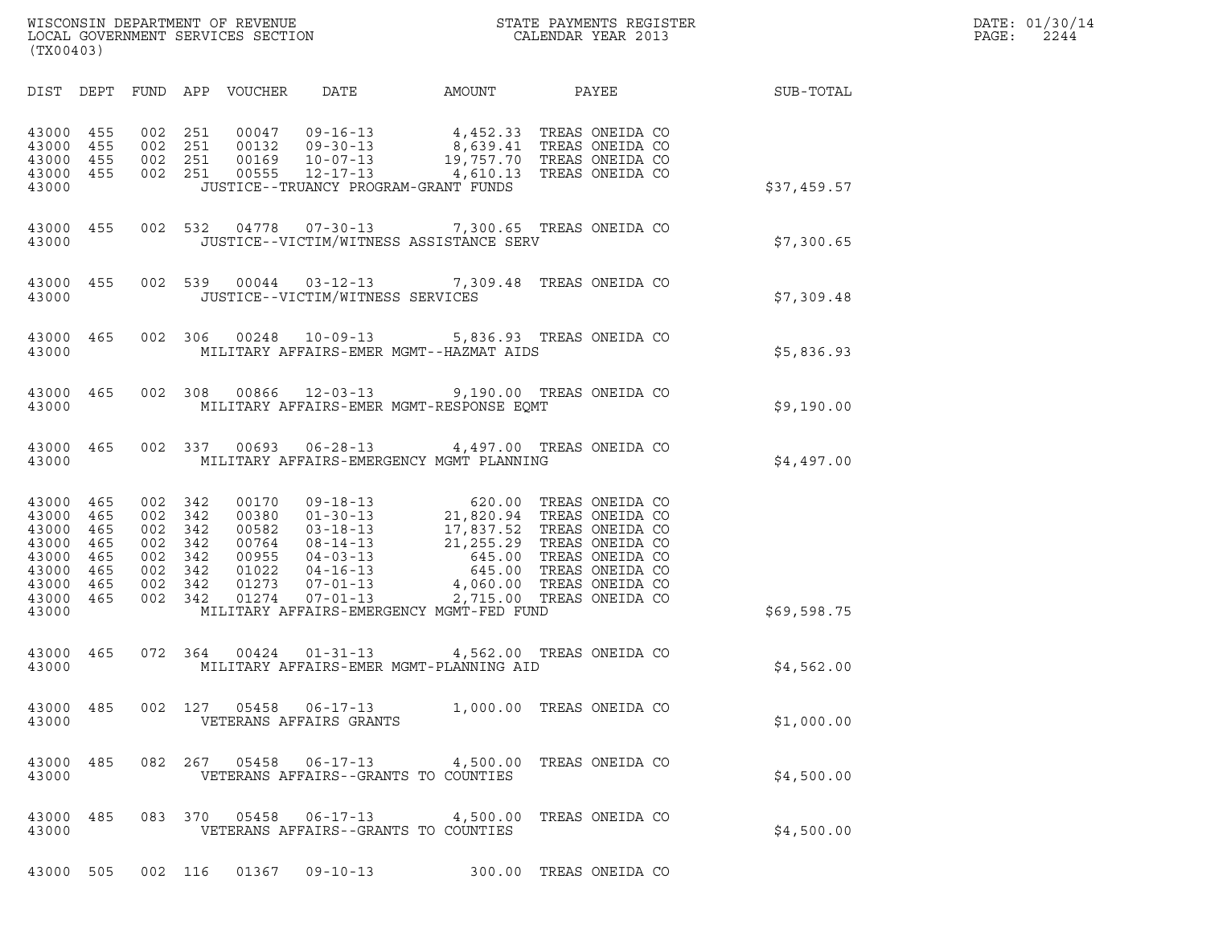WISCONSIN DEPARTMENT OF REVENUE
LOCAL GOVERNMENT SERVICES SECTION
(TX00403)

STATE PAYMENTS REGISTER
CALENDAR YEAR 2013

DATE: 01/30/14
PAGE: 2244

| DIST | DEPT | FUND | APP | VOUCHER | DATE | AMOUNT | PAYEE | SUB-TOTAL |
|---|---|---|---|---|---|---|---|---|
| 43000 | 455 | 002 | 251 | 00047 | 09-16-13 | 4,452.33 | TREAS ONEIDA CO | |
| 43000 | 455 | 002 | 251 | 00132 | 09-30-13 | 8,639.41 | TREAS ONEIDA CO | |
| 43000 | 455 | 002 | 251 | 00169 | 10-07-13 | 19,757.70 | TREAS ONEIDA CO | |
| 43000 | 455 | 002 | 251 | 00555 | 12-17-13 | 4,610.13 | TREAS ONEIDA CO | |
| 43000 | | | | | JUSTICE--TRUANCY PROGRAM-GRANT FUNDS | | | $37,459.57 |
| 43000 | 455 | 002 | 532 | 04778 | 07-30-13 | 7,300.65 | TREAS ONEIDA CO | |
| 43000 | | | | | JUSTICE--VICTIM/WITNESS ASSISTANCE SERV | | | $7,300.65 |
| 43000 | 455 | 002 | 539 | 00044 | 03-12-13 | 7,309.48 | TREAS ONEIDA CO | |
| 43000 | | | | | JUSTICE--VICTIM/WITNESS SERVICES | | | $7,309.48 |
| 43000 | 465 | 002 | 306 | 00248 | 10-09-13 | 5,836.93 | TREAS ONEIDA CO | |
| 43000 | | | | | MILITARY AFFAIRS-EMER MGMT--HAZMAT AIDS | | | $5,836.93 |
| 43000 | 465 | 002 | 308 | 00866 | 12-03-13 | 9,190.00 | TREAS ONEIDA CO | |
| 43000 | | | | | MILITARY AFFAIRS-EMER MGMT-RESPONSE EQMT | | | $9,190.00 |
| 43000 | 465 | 002 | 337 | 00693 | 06-28-13 | 4,497.00 | TREAS ONEIDA CO | |
| 43000 | | | | | MILITARY AFFAIRS-EMERGENCY MGMT PLANNING | | | $4,497.00 |
| 43000 | 465 | 002 | 342 | 00170 | 09-18-13 | 620.00 | TREAS ONEIDA CO | |
| 43000 | 465 | 002 | 342 | 00380 | 01-30-13 | 21,820.94 | TREAS ONEIDA CO | |
| 43000 | 465 | 002 | 342 | 00582 | 03-18-13 | 17,837.52 | TREAS ONEIDA CO | |
| 43000 | 465 | 002 | 342 | 00764 | 08-14-13 | 21,255.29 | TREAS ONEIDA CO | |
| 43000 | 465 | 002 | 342 | 00955 | 04-03-13 | 645.00 | TREAS ONEIDA CO | |
| 43000 | 465 | 002 | 342 | 01022 | 04-16-13 | 645.00 | TREAS ONEIDA CO | |
| 43000 | 465 | 002 | 342 | 01273 | 07-01-13 | 4,060.00 | TREAS ONEIDA CO | |
| 43000 | 465 | 002 | 342 | 01274 | 07-01-13 | 2,715.00 | TREAS ONEIDA CO | |
| 43000 | | | | | MILITARY AFFAIRS-EMERGENCY MGMT-FED FUND | | | $69,598.75 |
| 43000 | 465 | 072 | 364 | 00424 | 01-31-13 | 4,562.00 | TREAS ONEIDA CO | |
| 43000 | | | | | MILITARY AFFAIRS-EMER MGMT-PLANNING AID | | | $4,562.00 |
| 43000 | 485 | 002 | 127 | 05458 | 06-17-13 | 1,000.00 | TREAS ONEIDA CO | |
| 43000 | | | | | VETERANS AFFAIRS GRANTS | | | $1,000.00 |
| 43000 | 485 | 082 | 267 | 05458 | 06-17-13 | 4,500.00 | TREAS ONEIDA CO | |
| 43000 | | | | | VETERANS AFFAIRS--GRANTS TO COUNTIES | | | $4,500.00 |
| 43000 | 485 | 083 | 370 | 05458 | 06-17-13 | 4,500.00 | TREAS ONEIDA CO | |
| 43000 | | | | | VETERANS AFFAIRS--GRANTS TO COUNTIES | | | $4,500.00 |
| 43000 | 505 | 002 | 116 | 01367 | 09-10-13 | 300.00 | TREAS ONEIDA CO | |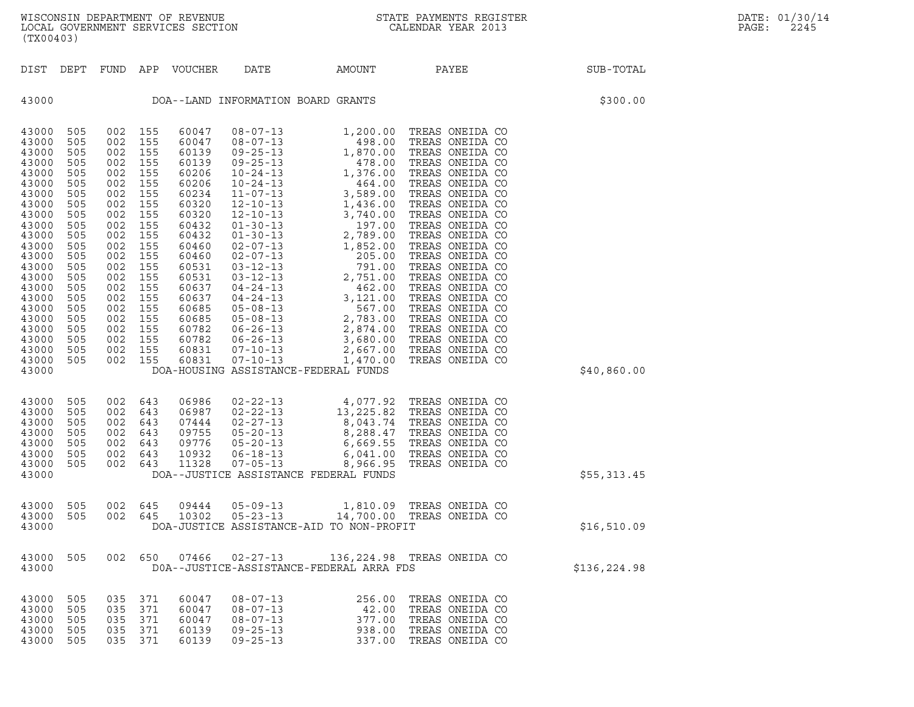WISCONSIN DEPARTMENT OF REVENUE
LOCAL GOVERNMENT SERVICES SECTION
(TX00403)

STATE PAYMENTS REGISTER
CALENDAR YEAR 2013

DATE: 01/30/14
PAGE: 2245

| DIST | DEPT | FUND | APP | VOUCHER | DATE | AMOUNT | PAYEE | SUB-TOTAL |
|---|---|---|---|---|---|---|---|---|
| 43000 | | | | DOA--LAND INFORMATION BOARD GRANTS | | | | $300.00 |
| 43000 | 505 | 002 | 155 | 60047 | 08-07-13 | 1,200.00 | TREAS ONEIDA CO | |
| 43000 | 505 | 002 | 155 | 60047 | 08-07-13 | 498.00 | TREAS ONEIDA CO | |
| 43000 | 505 | 002 | 155 | 60139 | 09-25-13 | 1,870.00 | TREAS ONEIDA CO | |
| 43000 | 505 | 002 | 155 | 60139 | 09-25-13 | 478.00 | TREAS ONEIDA CO | |
| 43000 | 505 | 002 | 155 | 60206 | 10-24-13 | 1,376.00 | TREAS ONEIDA CO | |
| 43000 | 505 | 002 | 155 | 60206 | 10-24-13 | 464.00 | TREAS ONEIDA CO | |
| 43000 | 505 | 002 | 155 | 60234 | 11-07-13 | 3,589.00 | TREAS ONEIDA CO | |
| 43000 | 505 | 002 | 155 | 60320 | 12-10-13 | 1,436.00 | TREAS ONEIDA CO | |
| 43000 | 505 | 002 | 155 | 60320 | 12-10-13 | 3,740.00 | TREAS ONEIDA CO | |
| 43000 | 505 | 002 | 155 | 60432 | 01-30-13 | 197.00 | TREAS ONEIDA CO | |
| 43000 | 505 | 002 | 155 | 60432 | 01-30-13 | 2,789.00 | TREAS ONEIDA CO | |
| 43000 | 505 | 002 | 155 | 60460 | 02-07-13 | 1,852.00 | TREAS ONEIDA CO | |
| 43000 | 505 | 002 | 155 | 60460 | 02-07-13 | 205.00 | TREAS ONEIDA CO | |
| 43000 | 505 | 002 | 155 | 60531 | 03-12-13 | 791.00 | TREAS ONEIDA CO | |
| 43000 | 505 | 002 | 155 | 60531 | 03-12-13 | 2,751.00 | TREAS ONEIDA CO | |
| 43000 | 505 | 002 | 155 | 60637 | 04-24-13 | 462.00 | TREAS ONEIDA CO | |
| 43000 | 505 | 002 | 155 | 60637 | 04-24-13 | 3,121.00 | TREAS ONEIDA CO | |
| 43000 | 505 | 002 | 155 | 60685 | 05-08-13 | 567.00 | TREAS ONEIDA CO | |
| 43000 | 505 | 002 | 155 | 60685 | 05-08-13 | 2,783.00 | TREAS ONEIDA CO | |
| 43000 | 505 | 002 | 155 | 60782 | 06-26-13 | 2,874.00 | TREAS ONEIDA CO | |
| 43000 | 505 | 002 | 155 | 60782 | 06-26-13 | 3,680.00 | TREAS ONEIDA CO | |
| 43000 | 505 | 002 | 155 | 60831 | 07-10-13 | 2,667.00 | TREAS ONEIDA CO | |
| 43000 | 505 | 002 | 155 | 60831 | 07-10-13 | 1,470.00 | TREAS ONEIDA CO | |
| 43000 | | | | DOA-HOUSING ASSISTANCE-FEDERAL FUNDS | | | | $40,860.00 |
| 43000 | 505 | 002 | 643 | 06986 | 02-22-13 | 4,077.92 | TREAS ONEIDA CO | |
| 43000 | 505 | 002 | 643 | 06987 | 02-22-13 | 13,225.82 | TREAS ONEIDA CO | |
| 43000 | 505 | 002 | 643 | 07444 | 02-27-13 | 8,043.74 | TREAS ONEIDA CO | |
| 43000 | 505 | 002 | 643 | 09755 | 05-20-13 | 8,288.47 | TREAS ONEIDA CO | |
| 43000 | 505 | 002 | 643 | 09776 | 05-20-13 | 6,669.55 | TREAS ONEIDA CO | |
| 43000 | 505 | 002 | 643 | 10932 | 06-18-13 | 6,041.00 | TREAS ONEIDA CO | |
| 43000 | 505 | 002 | 643 | 11328 | 07-05-13 | 8,966.95 | TREAS ONEIDA CO | |
| 43000 | | | | DOA--JUSTICE ASSISTANCE FEDERAL FUNDS | | | | $55,313.45 |
| 43000 | 505 | 002 | 645 | 09444 | 05-09-13 | 1,810.09 | TREAS ONEIDA CO | |
| 43000 | 505 | 002 | 645 | 10302 | 05-23-13 | 14,700.00 | TREAS ONEIDA CO | |
| 43000 | | | | DOA-JUSTICE ASSISTANCE-AID TO NON-PROFIT | | | | $16,510.09 |
| 43000 | 505 | 002 | 650 | 07466 | 02-27-13 | 136,224.98 | TREAS ONEIDA CO | |
| 43000 | | | | DOA--JUSTICE-ASSISTANCE-FEDERAL ARRA FDS | | | | $136,224.98 |
| 43000 | 505 | 035 | 371 | 60047 | 08-07-13 | 256.00 | TREAS ONEIDA CO | |
| 43000 | 505 | 035 | 371 | 60047 | 08-07-13 | 42.00 | TREAS ONEIDA CO | |
| 43000 | 505 | 035 | 371 | 60047 | 08-07-13 | 377.00 | TREAS ONEIDA CO | |
| 43000 | 505 | 035 | 371 | 60139 | 09-25-13 | 938.00 | TREAS ONEIDA CO | |
| 43000 | 505 | 035 | 371 | 60139 | 09-25-13 | 337.00 | TREAS ONEIDA CO | |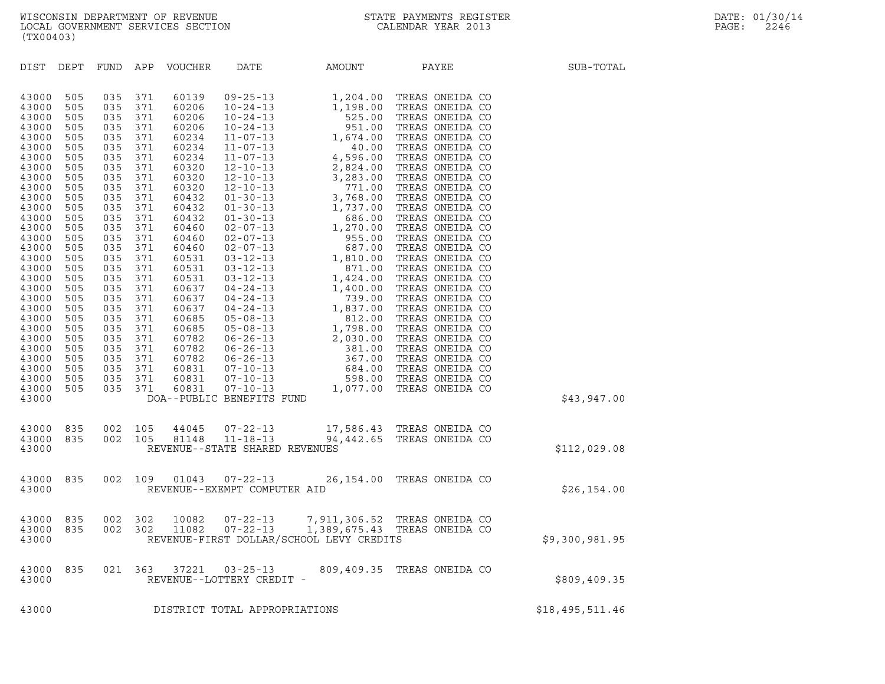WISCONSIN DEPARTMENT OF REVENUE
LOCAL GOVERNMENT SERVICES SECTION
(TX00403)

STATE PAYMENTS REGISTER
CALENDAR YEAR 2013

DATE: 01/30/14
PAGE: 2246

| DIST | DEPT | FUND | APP | VOUCHER | DATE | AMOUNT | PAYEE | SUB-TOTAL |
|---|---|---|---|---|---|---|---|---|
| 43000 | 505 | 035 | 371 | 60139 | 09-25-13 | 1,204.00 | TREAS ONEIDA CO | |
| 43000 | 505 | 035 | 371 | 60206 | 10-24-13 | 1,198.00 | TREAS ONEIDA CO | |
| 43000 | 505 | 035 | 371 | 60206 | 10-24-13 | 525.00 | TREAS ONEIDA CO | |
| 43000 | 505 | 035 | 371 | 60206 | 10-24-13 | 951.00 | TREAS ONEIDA CO | |
| 43000 | 505 | 035 | 371 | 60234 | 11-07-13 | 1,674.00 | TREAS ONEIDA CO | |
| 43000 | 505 | 035 | 371 | 60234 | 11-07-13 | 40.00 | TREAS ONEIDA CO | |
| 43000 | 505 | 035 | 371 | 60234 | 11-07-13 | 4,596.00 | TREAS ONEIDA CO | |
| 43000 | 505 | 035 | 371 | 60320 | 12-10-13 | 2,824.00 | TREAS ONEIDA CO | |
| 43000 | 505 | 035 | 371 | 60320 | 12-10-13 | 3,283.00 | TREAS ONEIDA CO | |
| 43000 | 505 | 035 | 371 | 60320 | 12-10-13 | 771.00 | TREAS ONEIDA CO | |
| 43000 | 505 | 035 | 371 | 60432 | 01-30-13 | 3,768.00 | TREAS ONEIDA CO | |
| 43000 | 505 | 035 | 371 | 60432 | 01-30-13 | 1,737.00 | TREAS ONEIDA CO | |
| 43000 | 505 | 035 | 371 | 60432 | 01-30-13 | 686.00 | TREAS ONEIDA CO | |
| 43000 | 505 | 035 | 371 | 60460 | 02-07-13 | 1,270.00 | TREAS ONEIDA CO | |
| 43000 | 505 | 035 | 371 | 60460 | 02-07-13 | 955.00 | TREAS ONEIDA CO | |
| 43000 | 505 | 035 | 371 | 60460 | 02-07-13 | 687.00 | TREAS ONEIDA CO | |
| 43000 | 505 | 035 | 371 | 60531 | 03-12-13 | 1,810.00 | TREAS ONEIDA CO | |
| 43000 | 505 | 035 | 371 | 60531 | 03-12-13 | 871.00 | TREAS ONEIDA CO | |
| 43000 | 505 | 035 | 371 | 60531 | 03-12-13 | 1,424.00 | TREAS ONEIDA CO | |
| 43000 | 505 | 035 | 371 | 60637 | 04-24-13 | 1,400.00 | TREAS ONEIDA CO | |
| 43000 | 505 | 035 | 371 | 60637 | 04-24-13 | 739.00 | TREAS ONEIDA CO | |
| 43000 | 505 | 035 | 371 | 60637 | 04-24-13 | 1,837.00 | TREAS ONEIDA CO | |
| 43000 | 505 | 035 | 371 | 60685 | 05-08-13 | 812.00 | TREAS ONEIDA CO | |
| 43000 | 505 | 035 | 371 | 60685 | 05-08-13 | 1,798.00 | TREAS ONEIDA CO | |
| 43000 | 505 | 035 | 371 | 60782 | 06-26-13 | 2,030.00 | TREAS ONEIDA CO | |
| 43000 | 505 | 035 | 371 | 60782 | 06-26-13 | 381.00 | TREAS ONEIDA CO | |
| 43000 | 505 | 035 | 371 | 60782 | 06-26-13 | 367.00 | TREAS ONEIDA CO | |
| 43000 | 505 | 035 | 371 | 60831 | 07-10-13 | 684.00 | TREAS ONEIDA CO | |
| 43000 | 505 | 035 | 371 | 60831 | 07-10-13 | 598.00 | TREAS ONEIDA CO | |
| 43000 | 505 | 035 | 371 | 60831 | 07-10-13 | 1,077.00 | TREAS ONEIDA CO | |
| 43000 | | | | DOA--PUBLIC BENEFITS FUND | | | | $43,947.00 |
| 43000 | 835 | 002 | 105 | 44045 | 07-22-13 | 17,586.43 | TREAS ONEIDA CO | |
| 43000 | 835 | 002 | 105 | 81148 | 11-18-13 | 94,442.65 | TREAS ONEIDA CO | |
| 43000 | | | | REVENUE--STATE SHARED REVENUES | | | | $112,029.08 |
| 43000 | 835 | 002 | 109 | 01043 | 07-22-13 | 26,154.00 | TREAS ONEIDA CO | |
| 43000 | | | | REVENUE--EXEMPT COMPUTER AID | | | | $26,154.00 |
| 43000 | 835 | 002 | 302 | 10082 | 07-22-13 | 7,911,306.52 | TREAS ONEIDA CO | |
| 43000 | 835 | 002 | 302 | 11082 | 07-22-13 | 1,389,675.43 | TREAS ONEIDA CO | |
| 43000 | | | | REVENUE-FIRST DOLLAR/SCHOOL LEVY CREDITS | | | | $9,300,981.95 |
| 43000 | 835 | 021 | 363 | 37221 | 03-25-13 | 809,409.35 | TREAS ONEIDA CO | |
| 43000 | | | | REVENUE--LOTTERY CREDIT - | | | | $809,409.35 |
| 43000 | | | | DISTRICT TOTAL APPROPRIATIONS | | | | $18,495,511.46 |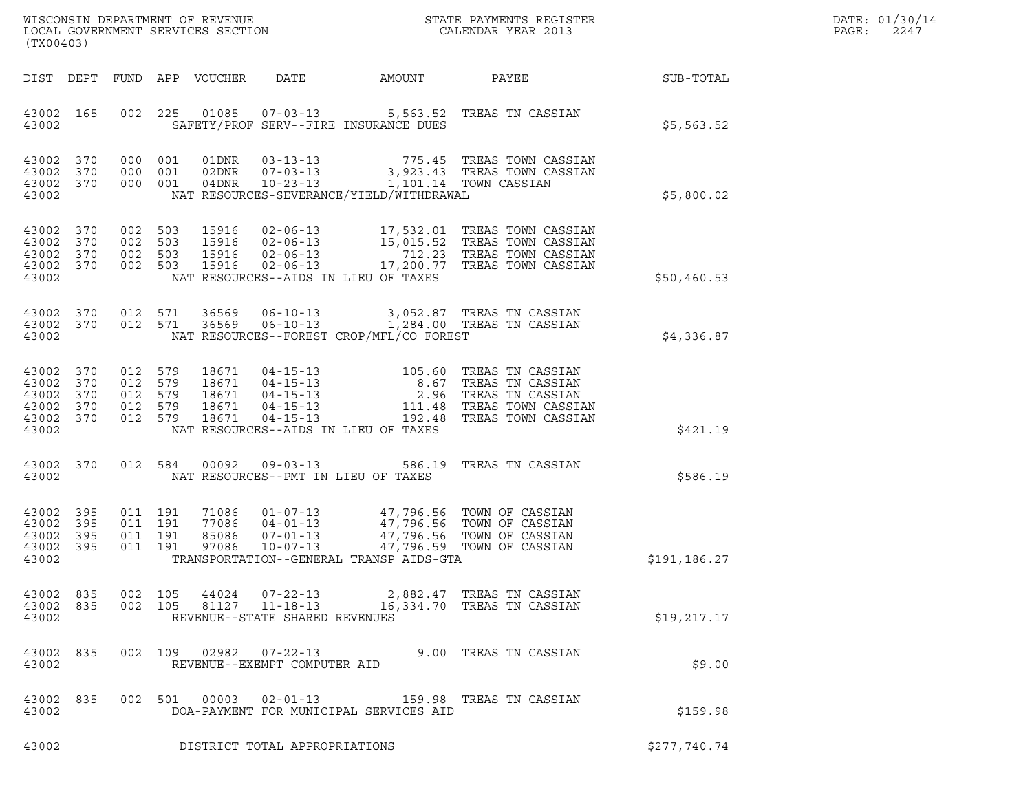WISCONSIN DEPARTMENT OF REVENUE
LOCAL GOVERNMENT SERVICES SECTION
(TX00403)

STATE PAYMENTS REGISTER
CALENDAR YEAR 2013

DATE: 01/30/14
PAGE: 2247

| DIST | DEPT | FUND | APP | VOUCHER | DATE | AMOUNT | PAYEE | SUB-TOTAL |
|---|---|---|---|---|---|---|---|---|
| 43002 | 165 | 002 | 225 | 01085 | 07-03-13 | 5,563.52 | TREAS TN CASSIAN | |
| 43002 | | | | | SAFETY/PROF SERV--FIRE INSURANCE DUES | | | $5,563.52 |
| 43002 | 370 | 000 | 001 | 01DNR | 03-13-13 | 775.45 | TREAS TOWN CASSIAN | |
| 43002 | 370 | 000 | 001 | 02DNR | 07-03-13 | 3,923.43 | TREAS TOWN CASSIAN | |
| 43002 | 370 | 000 | 001 | 04DNR | 10-23-13 | 1,101.14 | TOWN CASSIAN | |
| 43002 | | | | | NAT RESOURCES-SEVERANCE/YIELD/WITHDRAWAL | | | $5,800.02 |
| 43002 | 370 | 002 | 503 | 15916 | 02-06-13 | 17,532.01 | TREAS TOWN CASSIAN | |
| 43002 | 370 | 002 | 503 | 15916 | 02-06-13 | 15,015.52 | TREAS TOWN CASSIAN | |
| 43002 | 370 | 002 | 503 | 15916 | 02-06-13 | 712.23 | TREAS TOWN CASSIAN | |
| 43002 | 370 | 002 | 503 | 15916 | 02-06-13 | 17,200.77 | TREAS TOWN CASSIAN | |
| 43002 | | | | | NAT RESOURCES--AIDS IN LIEU OF TAXES | | | $50,460.53 |
| 43002 | 370 | 012 | 571 | 36569 | 06-10-13 | 3,052.87 | TREAS TN CASSIAN | |
| 43002 | 370 | 012 | 571 | 36569 | 06-10-13 | 1,284.00 | TREAS TN CASSIAN | |
| 43002 | | | | | NAT RESOURCES--FOREST CROP/MFL/CO FOREST | | | $4,336.87 |
| 43002 | 370 | 012 | 579 | 18671 | 04-15-13 | 105.60 | TREAS TN CASSIAN | |
| 43002 | 370 | 012 | 579 | 18671 | 04-15-13 | 8.67 | TREAS TN CASSIAN | |
| 43002 | 370 | 012 | 579 | 18671 | 04-15-13 | 2.96 | TREAS TN CASSIAN | |
| 43002 | 370 | 012 | 579 | 18671 | 04-15-13 | 111.48 | TREAS TOWN CASSIAN | |
| 43002 | 370 | 012 | 579 | 18671 | 04-15-13 | 192.48 | TREAS TOWN CASSIAN | |
| 43002 | | | | | NAT RESOURCES--AIDS IN LIEU OF TAXES | | | $421.19 |
| 43002 | 370 | 012 | 584 | 00092 | 09-03-13 | 586.19 | TREAS TN CASSIAN | |
| 43002 | | | | | NAT RESOURCES--PMT IN LIEU OF TAXES | | | $586.19 |
| 43002 | 395 | 011 | 191 | 71086 | 01-07-13 | 47,796.56 | TOWN OF CASSIAN | |
| 43002 | 395 | 011 | 191 | 77086 | 04-01-13 | 47,796.56 | TOWN OF CASSIAN | |
| 43002 | 395 | 011 | 191 | 85086 | 07-01-13 | 47,796.56 | TOWN OF CASSIAN | |
| 43002 | 395 | 011 | 191 | 97086 | 10-07-13 | 47,796.59 | TOWN OF CASSIAN | |
| 43002 | | | | | TRANSPORTATION--GENERAL TRANSP AIDS-GTA | | | $191,186.27 |
| 43002 | 835 | 002 | 105 | 44024 | 07-22-13 | 2,882.47 | TREAS TN CASSIAN | |
| 43002 | 835 | 002 | 105 | 81127 | 11-18-13 | 16,334.70 | TREAS TN CASSIAN | |
| 43002 | | | | | REVENUE--STATE SHARED REVENUES | | | $19,217.17 |
| 43002 | 835 | 002 | 109 | 02982 | 07-22-13 | 9.00 | TREAS TN CASSIAN | |
| 43002 | | | | | REVENUE--EXEMPT COMPUTER AID | | | $9.00 |
| 43002 | 835 | 002 | 501 | 00003 | 02-01-13 | 159.98 | TREAS TN CASSIAN | |
| 43002 | | | | | DOA-PAYMENT FOR MUNICIPAL SERVICES AID | | | $159.98 |
| 43002 | | | | | DISTRICT TOTAL APPROPRIATIONS | | | $277,740.74 |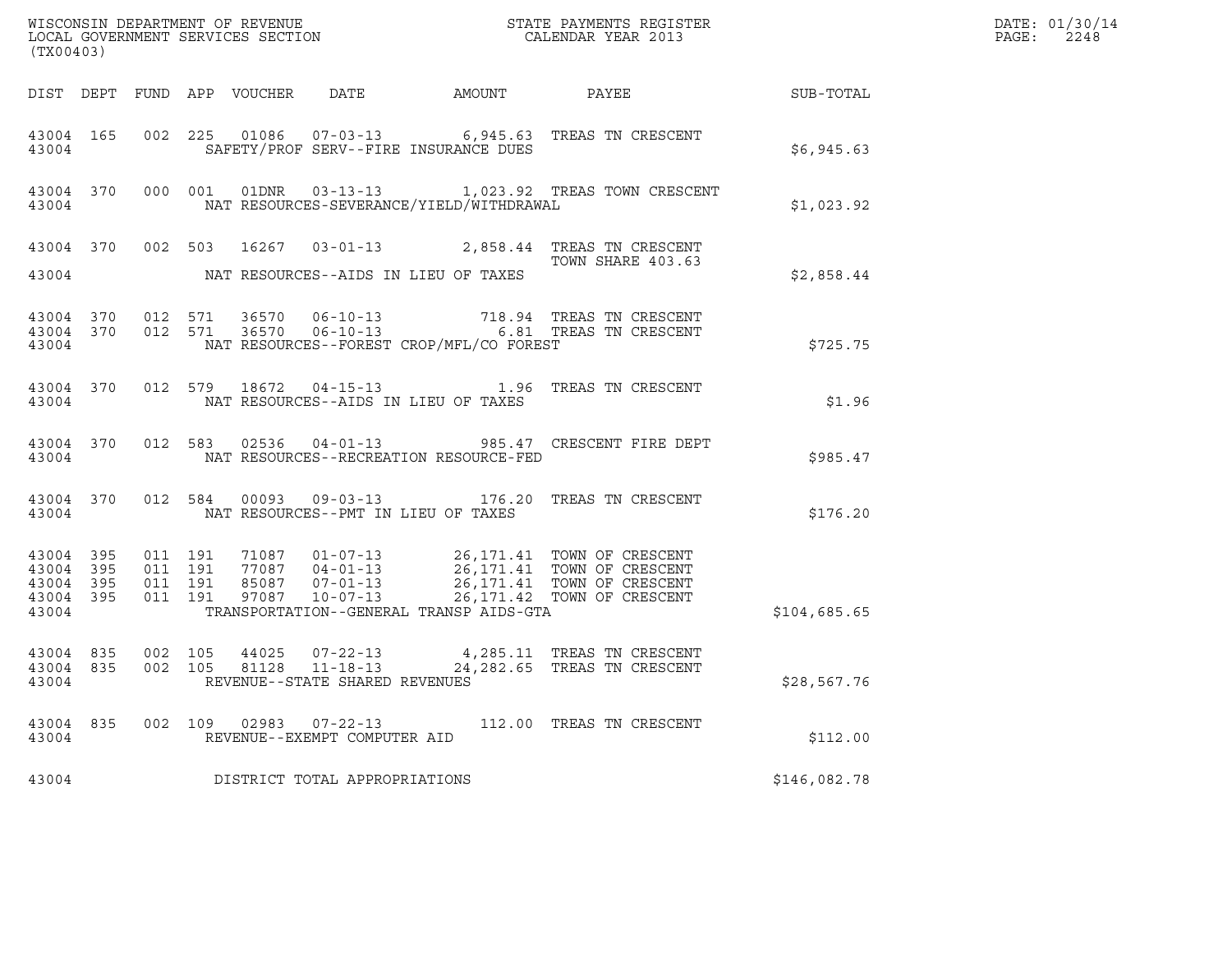WISCONSIN DEPARTMENT OF REVENUE
LOCAL GOVERNMENT SERVICES SECTION
(TX00403)

STATE PAYMENTS REGISTER
CALENDAR YEAR 2013

DATE: 01/30/14
PAGE: 2248

| DIST | DEPT | FUND | APP | VOUCHER | DATE | AMOUNT | PAYEE | SUB-TOTAL |
|---|---|---|---|---|---|---|---|---|
| 43004 | 165 | 002 | 225 | 01086 | 07-03-13 | 6,945.63 | TREAS TN CRESCENT | |
| 43004 | | | | SAFETY/PROF SERV--FIRE INSURANCE DUES | | | | $6,945.63 |
| 43004 | 370 | 000 | 001 | 01DNR | 03-13-13 | 1,023.92 | TREAS TOWN CRESCENT | |
| 43004 | | | | NAT RESOURCES-SEVERANCE/YIELD/WITHDRAWAL | | | | $1,023.92 |
| 43004 | 370 | 002 | 503 | 16267 | 03-01-13 | 2,858.44 | TREAS TN CRESCENT TOWN SHARE 403.63 | |
| 43004 | | | | NAT RESOURCES--AIDS IN LIEU OF TAXES | | | | $2,858.44 |
| 43004 | 370 | 012 | 571 | 36570 | 06-10-13 | 718.94 | TREAS TN CRESCENT | |
| 43004 | 370 | 012 | 571 | 36570 | 06-10-13 | 6.81 | TREAS TN CRESCENT | |
| 43004 | | | | NAT RESOURCES--FOREST CROP/MFL/CO FOREST | | | | $725.75 |
| 43004 | 370 | 012 | 579 | 18672 | 04-15-13 | 1.96 | TREAS TN CRESCENT | |
| 43004 | | | | NAT RESOURCES--AIDS IN LIEU OF TAXES | | | | $1.96 |
| 43004 | 370 | 012 | 583 | 02536 | 04-01-13 | 985.47 | CRESCENT FIRE DEPT | |
| 43004 | | | | NAT RESOURCES--RECREATION RESOURCE-FED | | | | $985.47 |
| 43004 | 370 | 012 | 584 | 00093 | 09-03-13 | 176.20 | TREAS TN CRESCENT | |
| 43004 | | | | NAT RESOURCES--PMT IN LIEU OF TAXES | | | | $176.20 |
| 43004 | 395 | 011 | 191 | 71087 | 01-07-13 | 26,171.41 | TOWN OF CRESCENT | |
| 43004 | 395 | 011 | 191 | 77087 | 04-01-13 | 26,171.41 | TOWN OF CRESCENT | |
| 43004 | 395 | 011 | 191 | 85087 | 07-01-13 | 26,171.41 | TOWN OF CRESCENT | |
| 43004 | 395 | 011 | 191 | 97087 | 10-07-13 | 26,171.42 | TOWN OF CRESCENT | |
| 43004 | | | | TRANSPORTATION--GENERAL TRANSP AIDS-GTA | | | | $104,685.65 |
| 43004 | 835 | 002 | 105 | 44025 | 07-22-13 | 4,285.11 | TREAS TN CRESCENT | |
| 43004 | 835 | 002 | 105 | 81128 | 11-18-13 | 24,282.65 | TREAS TN CRESCENT | |
| 43004 | | | | REVENUE--STATE SHARED REVENUES | | | | $28,567.76 |
| 43004 | 835 | 002 | 109 | 02983 | 07-22-13 | 112.00 | TREAS TN CRESCENT | |
| 43004 | | | | REVENUE--EXEMPT COMPUTER AID | | | | $112.00 |
| 43004 | | | | DISTRICT TOTAL APPROPRIATIONS | | | | $146,082.78 |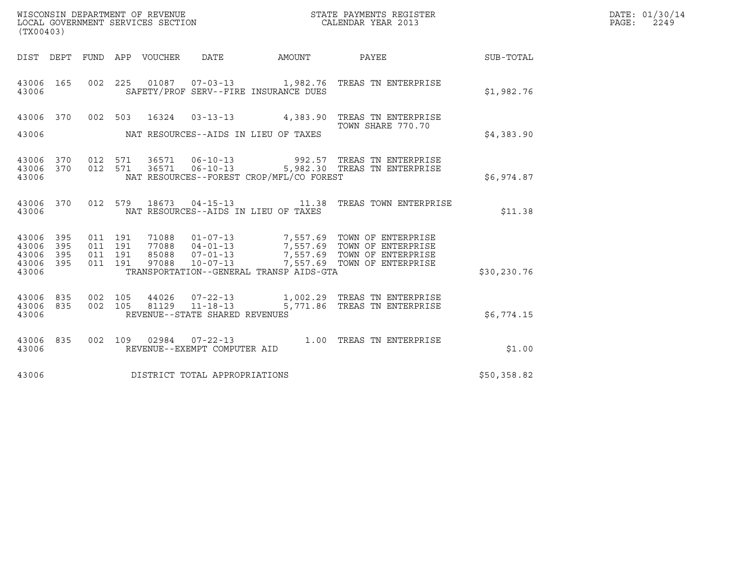WISCONSIN DEPARTMENT OF REVENUE
LOCAL GOVERNMENT SERVICES SECTION
(TX00403)

STATE PAYMENTS REGISTER
CALENDAR YEAR 2013

DATE: 01/30/14
PAGE: 2249

| DIST | DEPT | FUND | APP | VOUCHER | DATE | AMOUNT | PAYEE | SUB-TOTAL |
|---|---|---|---|---|---|---|---|---|
| 43006 | 165 | 002 | 225 | 01087 | 07-03-13 | 1,982.76 | TREAS TN ENTERPRISE | |
| 43006 | | | | | SAFETY/PROF SERV--FIRE INSURANCE DUES | | | $1,982.76 |
| 43006 | 370 | 002 | 503 | 16324 | 03-13-13 | 4,383.90 | TREAS TN ENTERPRISE TOWN SHARE 770.70 | |
| 43006 | | | | | NAT RESOURCES--AIDS IN LIEU OF TAXES | | | $4,383.90 |
| 43006 | 370 | 012 | 571 | 36571 | 06-10-13 | 992.57 | TREAS TN ENTERPRISE | |
| 43006 | 370 | 012 | 571 | 36571 | 06-10-13 | 5,982.30 | TREAS TN ENTERPRISE | |
| 43006 | | | | | NAT RESOURCES--FOREST CROP/MFL/CO FOREST | | | $6,974.87 |
| 43006 | 370 | 012 | 579 | 18673 | 04-15-13 | 11.38 | TREAS TOWN ENTERPRISE | |
| 43006 | | | | | NAT RESOURCES--AIDS IN LIEU OF TAXES | | | $11.38 |
| 43006 | 395 | 011 | 191 | 71088 | 01-07-13 | 7,557.69 | TOWN OF ENTERPRISE | |
| 43006 | 395 | 011 | 191 | 77088 | 04-01-13 | 7,557.69 | TOWN OF ENTERPRISE | |
| 43006 | 395 | 011 | 191 | 85088 | 07-01-13 | 7,557.69 | TOWN OF ENTERPRISE | |
| 43006 | 395 | 011 | 191 | 97088 | 10-07-13 | 7,557.69 | TOWN OF ENTERPRISE | |
| 43006 | | | | | TRANSPORTATION--GENERAL TRANSP AIDS-GTA | | | $30,230.76 |
| 43006 | 835 | 002 | 105 | 44026 | 07-22-13 | 1,002.29 | TREAS TN ENTERPRISE | |
| 43006 | 835 | 002 | 105 | 81129 | 11-18-13 | 5,771.86 | TREAS TN ENTERPRISE | |
| 43006 | | | | | REVENUE--STATE SHARED REVENUES | | | $6,774.15 |
| 43006 | 835 | 002 | 109 | 02984 | 07-22-13 | 1.00 | TREAS TN ENTERPRISE | |
| 43006 | | | | | REVENUE--EXEMPT COMPUTER AID | | | $1.00 |
| 43006 | | | | | DISTRICT TOTAL APPROPRIATIONS | | | $50,358.82 |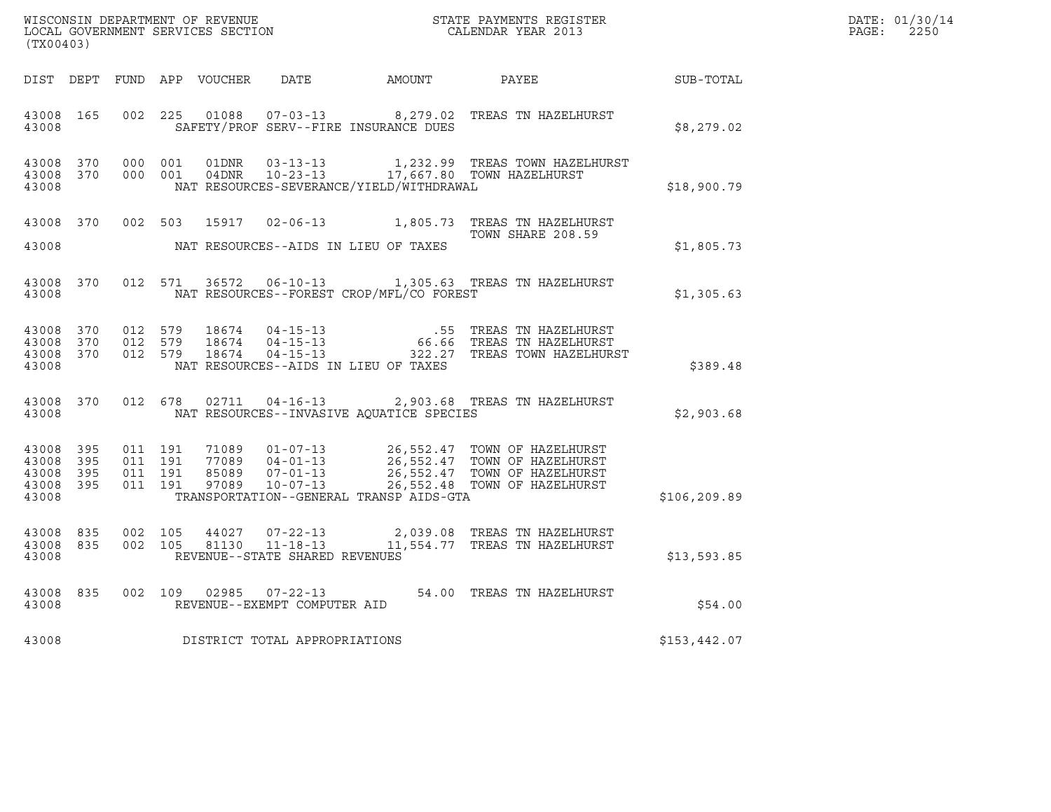WISCONSIN DEPARTMENT OF REVENUE
LOCAL GOVERNMENT SERVICES SECTION
(TX00403)

STATE PAYMENTS REGISTER
CALENDAR YEAR 2013

DATE: 01/30/14
PAGE: 2250

| DIST | DEPT | FUND | APP | VOUCHER | DATE | AMOUNT | PAYEE | SUB-TOTAL |
|---|---|---|---|---|---|---|---|---|
| 43008 | 165 | 002 | 225 | 01088 | 07-03-13 | 8,279.02 | TREAS TN HAZELHURST | |
| 43008 | | | | SAFETY/PROF SERV--FIRE INSURANCE DUES | | | | $8,279.02 |
| 43008 | 370 | 000 | 001 | 01DNR | 03-13-13 | 1,232.99 | TREAS TOWN HAZELHURST | |
| 43008 | 370 | 000 | 001 | 04DNR | 10-23-13 | 17,667.80 | TOWN HAZELHURST | |
| 43008 | | | | NAT RESOURCES-SEVERANCE/YIELD/WITHDRAWAL | | | | $18,900.79 |
| 43008 | 370 | 002 | 503 | 15917 | 02-06-13 | 1,805.73 | TREAS TN HAZELHURST TOWN SHARE 208.59 | |
| 43008 | | | | NAT RESOURCES--AIDS IN LIEU OF TAXES | | | | $1,805.73 |
| 43008 | 370 | 012 | 571 | 36572 | 06-10-13 | 1,305.63 | TREAS TN HAZELHURST | |
| 43008 | | | | NAT RESOURCES--FOREST CROP/MFL/CO FOREST | | | | $1,305.63 |
| 43008 | 370 | 012 | 579 | 18674 | 04-15-13 | .55 | TREAS TN HAZELHURST | |
| 43008 | 370 | 012 | 579 | 18674 | 04-15-13 | 66.66 | TREAS TN HAZELHURST | |
| 43008 | 370 | 012 | 579 | 18674 | 04-15-13 | 322.27 | TREAS TOWN HAZELHURST | |
| 43008 | | | | NAT RESOURCES--AIDS IN LIEU OF TAXES | | | | $389.48 |
| 43008 | 370 | 012 | 678 | 02711 | 04-16-13 | 2,903.68 | TREAS TN HAZELHURST | |
| 43008 | | | | NAT RESOURCES--INVASIVE AQUATICE SPECIES | | | | $2,903.68 |
| 43008 | 395 | 011 | 191 | 71089 | 01-07-13 | 26,552.47 | TOWN OF HAZELHURST | |
| 43008 | 395 | 011 | 191 | 77089 | 04-01-13 | 26,552.47 | TOWN OF HAZELHURST | |
| 43008 | 395 | 011 | 191 | 85089 | 07-01-13 | 26,552.47 | TOWN OF HAZELHURST | |
| 43008 | 395 | 011 | 191 | 97089 | 10-07-13 | 26,552.48 | TOWN OF HAZELHURST | |
| 43008 | | | | TRANSPORTATION--GENERAL TRANSP AIDS-GTA | | | | $106,209.89 |
| 43008 | 835 | 002 | 105 | 44027 | 07-22-13 | 2,039.08 | TREAS TN HAZELHURST | |
| 43008 | 835 | 002 | 105 | 81130 | 11-18-13 | 11,554.77 | TREAS TN HAZELHURST | |
| 43008 | | | | REVENUE--STATE SHARED REVENUES | | | | $13,593.85 |
| 43008 | 835 | 002 | 109 | 02985 | 07-22-13 | 54.00 | TREAS TN HAZELHURST | |
| 43008 | | | | REVENUE--EXEMPT COMPUTER AID | | | | $54.00 |
| 43008 | | | | DISTRICT TOTAL APPROPRIATIONS | | | | $153,442.07 |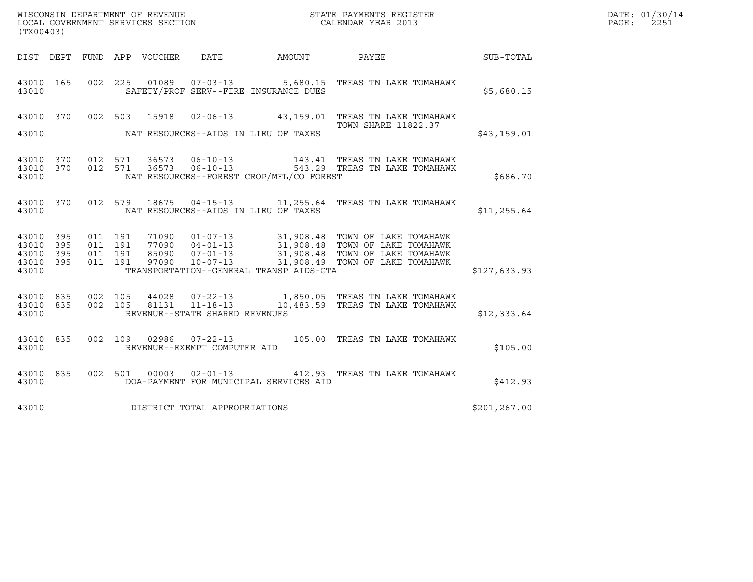WISCONSIN DEPARTMENT OF REVENUE
LOCAL GOVERNMENT SERVICES SECTION
(TX00403)

STATE PAYMENTS REGISTER
CALENDAR YEAR 2013

DATE: 01/30/14
PAGE: 2251

| DIST | DEPT | FUND | APP | VOUCHER | DATE | AMOUNT | PAYEE | SUB-TOTAL |
|---|---|---|---|---|---|---|---|---|
| 43010 | 165 | 002 | 225 | 01089 | 07-03-13 | 5,680.15 | TREAS TN LAKE TOMAHAWK | |
| 43010 | | | | | SAFETY/PROF SERV--FIRE INSURANCE DUES | | | $5,680.15 |
| 43010 | 370 | 002 | 503 | 15918 | 02-06-13 | 43,159.01 | TREAS TN LAKE TOMAHAWK TOWN SHARE 11822.37 | |
| 43010 | | | | | NAT RESOURCES--AIDS IN LIEU OF TAXES | | | $43,159.01 |
| 43010 | 370 | 012 | 571 | 36573 | 06-10-13 | 143.41 | TREAS TN LAKE TOMAHAWK | |
| 43010 | 370 | 012 | 571 | 36573 | 06-10-13 | 543.29 | TREAS TN LAKE TOMAHAWK | |
| 43010 | | | | | NAT RESOURCES--FOREST CROP/MFL/CO FOREST | | | $686.70 |
| 43010 | 370 | 012 | 579 | 18675 | 04-15-13 | 11,255.64 | TREAS TN LAKE TOMAHAWK | |
| 43010 | | | | | NAT RESOURCES--AIDS IN LIEU OF TAXES | | | $11,255.64 |
| 43010 | 395 | 011 | 191 | 71090 | 01-07-13 | 31,908.48 | TOWN OF LAKE TOMAHAWK | |
| 43010 | 395 | 011 | 191 | 77090 | 04-01-13 | 31,908.48 | TOWN OF LAKE TOMAHAWK | |
| 43010 | 395 | 011 | 191 | 85090 | 07-01-13 | 31,908.48 | TOWN OF LAKE TOMAHAWK | |
| 43010 | 395 | 011 | 191 | 97090 | 10-07-13 | 31,908.49 | TOWN OF LAKE TOMAHAWK | |
| 43010 | | | | | TRANSPORTATION--GENERAL TRANSP AIDS-GTA | | | $127,633.93 |
| 43010 | 835 | 002 | 105 | 44028 | 07-22-13 | 1,850.05 | TREAS TN LAKE TOMAHAWK | |
| 43010 | 835 | 002 | 105 | 81131 | 11-18-13 | 10,483.59 | TREAS TN LAKE TOMAHAWK | |
| 43010 | | | | | REVENUE--STATE SHARED REVENUES | | | $12,333.64 |
| 43010 | 835 | 002 | 109 | 02986 | 07-22-13 | 105.00 | TREAS TN LAKE TOMAHAWK | |
| 43010 | | | | | REVENUE--EXEMPT COMPUTER AID | | | $105.00 |
| 43010 | 835 | 002 | 501 | 00003 | 02-01-13 | 412.93 | TREAS TN LAKE TOMAHAWK | |
| 43010 | | | | | DOA-PAYMENT FOR MUNICIPAL SERVICES AID | | | $412.93 |
| 43010 | | | | | DISTRICT TOTAL APPROPRIATIONS | | | $201,267.00 |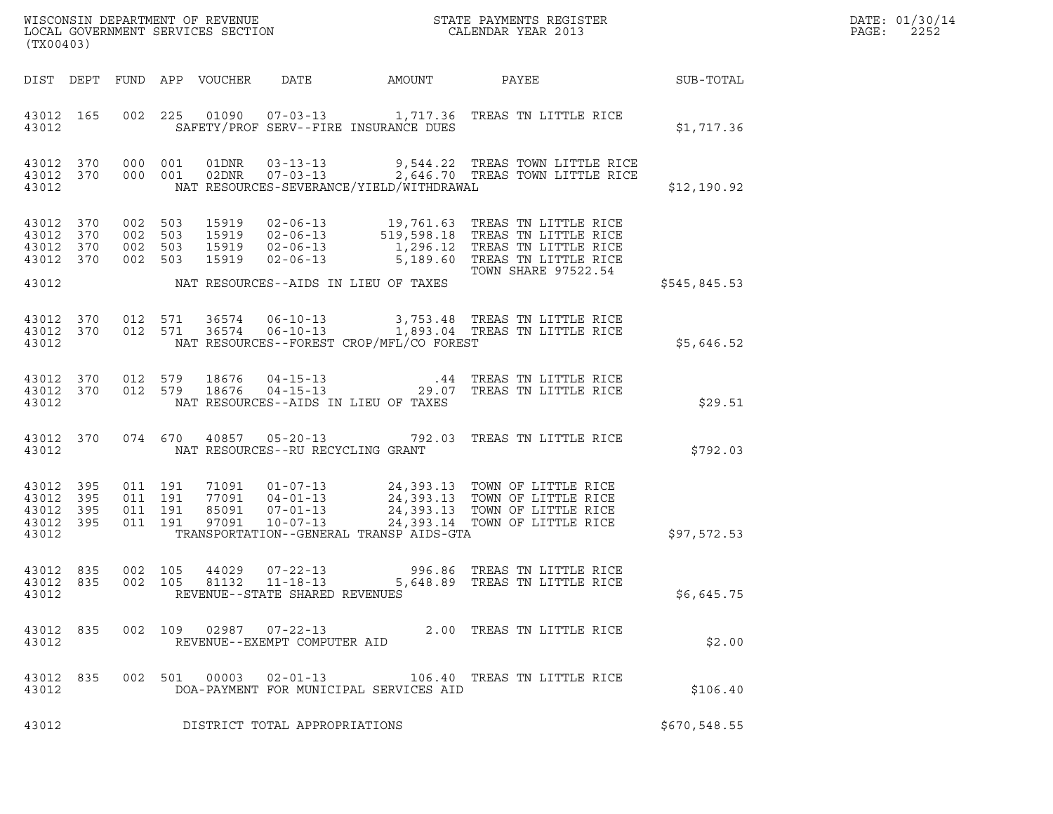WISCONSIN DEPARTMENT OF REVENUE
LOCAL GOVERNMENT SERVICES SECTION
(TX00403)

STATE PAYMENTS REGISTER
CALENDAR YEAR 2013

DATE: 01/30/14
PAGE: 2252

| DIST | DEPT | FUND | APP | VOUCHER | DATE | AMOUNT | PAYEE | SUB-TOTAL |
|---|---|---|---|---|---|---|---|---|
| 43012 | 165 | 002 | 225 | 01090 | 07-03-13 | 1,717.36 | TREAS TN LITTLE RICE | |
| 43012 | | | | | SAFETY/PROF SERV--FIRE INSURANCE DUES | | | $1,717.36 |
| 43012 | 370 | 000 | 001 | 01DNR | 03-13-13 | 9,544.22 | TREAS TOWN LITTLE RICE | |
| 43012 | 370 | 000 | 001 | 02DNR | 07-03-13 | 2,646.70 | TREAS TOWN LITTLE RICE | |
| 43012 | | | | | NAT RESOURCES-SEVERANCE/YIELD/WITHDRAWAL | | | $12,190.92 |
| 43012 | 370 | 002 | 503 | 15919 | 02-06-13 | 19,761.63 | TREAS TN LITTLE RICE | |
| 43012 | 370 | 002 | 503 | 15919 | 02-06-13 | 519,598.18 | TREAS TN LITTLE RICE | |
| 43012 | 370 | 002 | 503 | 15919 | 02-06-13 | 1,296.12 | TREAS TN LITTLE RICE | |
| 43012 | 370 | 002 | 503 | 15919 | 02-06-13 | 5,189.60 | TREAS TN LITTLE RICE | |
| | | | | | | | TOWN SHARE 97522.54 | |
| 43012 | | | | | NAT RESOURCES--AIDS IN LIEU OF TAXES | | | $545,845.53 |
| 43012 | 370 | 012 | 571 | 36574 | 06-10-13 | 3,753.48 | TREAS TN LITTLE RICE | |
| 43012 | 370 | 012 | 571 | 36574 | 06-10-13 | 1,893.04 | TREAS TN LITTLE RICE | |
| 43012 | | | | | NAT RESOURCES--FOREST CROP/MFL/CO FOREST | | | $5,646.52 |
| 43012 | 370 | 012 | 579 | 18676 | 04-15-13 | .44 | TREAS TN LITTLE RICE | |
| 43012 | 370 | 012 | 579 | 18676 | 04-15-13 | 29.07 | TREAS TN LITTLE RICE | |
| 43012 | | | | | NAT RESOURCES--AIDS IN LIEU OF TAXES | | | $29.51 |
| 43012 | 370 | 074 | 670 | 40857 | 05-20-13 | 792.03 | TREAS TN LITTLE RICE | |
| 43012 | | | | | NAT RESOURCES--RU RECYCLING GRANT | | | $792.03 |
| 43012 | 395 | 011 | 191 | 71091 | 01-07-13 | 24,393.13 | TOWN OF LITTLE RICE | |
| 43012 | 395 | 011 | 191 | 77091 | 04-01-13 | 24,393.13 | TOWN OF LITTLE RICE | |
| 43012 | 395 | 011 | 191 | 85091 | 07-01-13 | 24,393.13 | TOWN OF LITTLE RICE | |
| 43012 | 395 | 011 | 191 | 97091 | 10-07-13 | 24,393.14 | TOWN OF LITTLE RICE | |
| 43012 | | | | | TRANSPORTATION--GENERAL TRANSP AIDS-GTA | | | $97,572.53 |
| 43012 | 835 | 002 | 105 | 44029 | 07-22-13 | 996.86 | TREAS TN LITTLE RICE | |
| 43012 | 835 | 002 | 105 | 81132 | 11-18-13 | 5,648.89 | TREAS TN LITTLE RICE | |
| 43012 | | | | | REVENUE--STATE SHARED REVENUES | | | $6,645.75 |
| 43012 | 835 | 002 | 109 | 02987 | 07-22-13 | 2.00 | TREAS TN LITTLE RICE | |
| 43012 | | | | | REVENUE--EXEMPT COMPUTER AID | | | $2.00 |
| 43012 | 835 | 002 | 501 | 00003 | 02-01-13 | 106.40 | TREAS TN LITTLE RICE | |
| 43012 | | | | | DOA-PAYMENT FOR MUNICIPAL SERVICES AID | | | $106.40 |
| 43012 | | | | | DISTRICT TOTAL APPROPRIATIONS | | | $670,548.55 |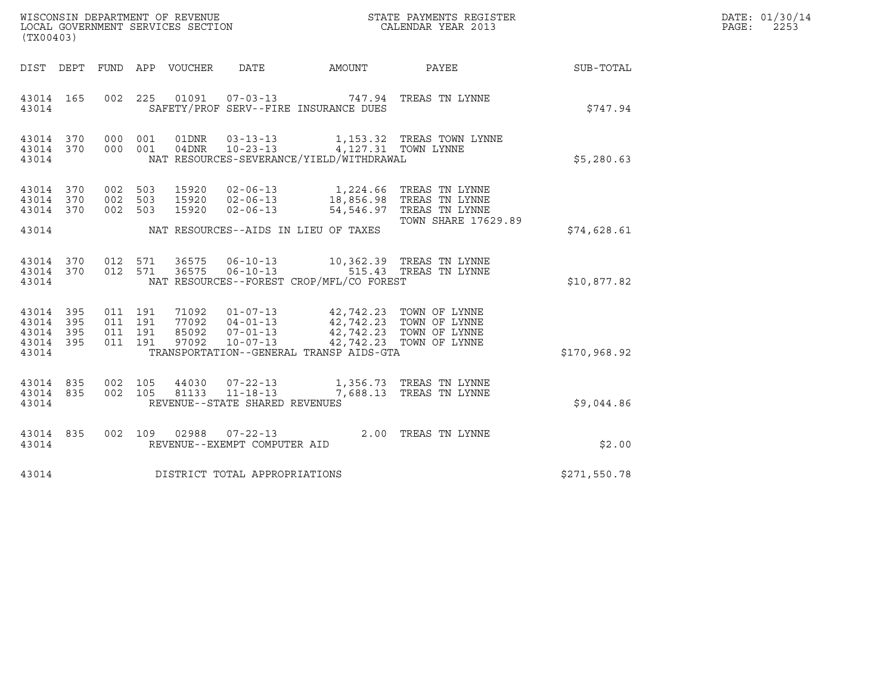WISCONSIN DEPARTMENT OF REVENUE
LOCAL GOVERNMENT SERVICES SECTION
(TX00403)

STATE PAYMENTS REGISTER
CALENDAR YEAR 2013

DATE: 01/30/14
PAGE: 2253

| DIST | DEPT | FUND | APP | VOUCHER | DATE | AMOUNT | PAYEE | SUB-TOTAL |
|---|---|---|---|---|---|---|---|---|
| 43014 | 165 | 002 | 225 | 01091 | 07-03-13 | 747.94 | TREAS TN LYNNE | |
| 43014 | | | | | SAFETY/PROF SERV--FIRE INSURANCE DUES | | | $747.94 |
| 43014 | 370 | 000 | 001 | 01DNR | 03-13-13 | 1,153.32 | TREAS TOWN LYNNE | |
| 43014 | 370 | 000 | 001 | 04DNR | 10-23-13 | 4,127.31 | TOWN LYNNE | |
| 43014 | | | | | NAT RESOURCES-SEVERANCE/YIELD/WITHDRAWAL | | | $5,280.63 |
| 43014 | 370 | 002 | 503 | 15920 | 02-06-13 | 1,224.66 | TREAS TN LYNNE | |
| 43014 | 370 | 002 | 503 | 15920 | 02-06-13 | 18,856.98 | TREAS TN LYNNE | |
| 43014 | 370 | 002 | 503 | 15920 | 02-06-13 | 54,546.97 | TREAS TN LYNNE | |
| | | | | | | | TOWN SHARE 17629.89 | |
| 43014 | | | | | NAT RESOURCES--AIDS IN LIEU OF TAXES | | | $74,628.61 |
| 43014 | 370 | 012 | 571 | 36575 | 06-10-13 | 10,362.39 | TREAS TN LYNNE | |
| 43014 | 370 | 012 | 571 | 36575 | 06-10-13 | 515.43 | TREAS TN LYNNE | |
| 43014 | | | | | NAT RESOURCES--FOREST CROP/MFL/CO FOREST | | | $10,877.82 |
| 43014 | 395 | 011 | 191 | 71092 | 01-07-13 | 42,742.23 | TOWN OF LYNNE | |
| 43014 | 395 | 011 | 191 | 77092 | 04-01-13 | 42,742.23 | TOWN OF LYNNE | |
| 43014 | 395 | 011 | 191 | 85092 | 07-01-13 | 42,742.23 | TOWN OF LYNNE | |
| 43014 | 395 | 011 | 191 | 97092 | 10-07-13 | 42,742.23 | TOWN OF LYNNE | |
| 43014 | | | | | TRANSPORTATION--GENERAL TRANSP AIDS-GTA | | | $170,968.92 |
| 43014 | 835 | 002 | 105 | 44030 | 07-22-13 | 1,356.73 | TREAS TN LYNNE | |
| 43014 | 835 | 002 | 105 | 81133 | 11-18-13 | 7,688.13 | TREAS TN LYNNE | |
| 43014 | | | | | REVENUE--STATE SHARED REVENUES | | | $9,044.86 |
| 43014 | 835 | 002 | 109 | 02988 | 07-22-13 | 2.00 | TREAS TN LYNNE | |
| 43014 | | | | | REVENUE--EXEMPT COMPUTER AID | | | $2.00 |
| 43014 | | | | | DISTRICT TOTAL APPROPRIATIONS | | | $271,550.78 |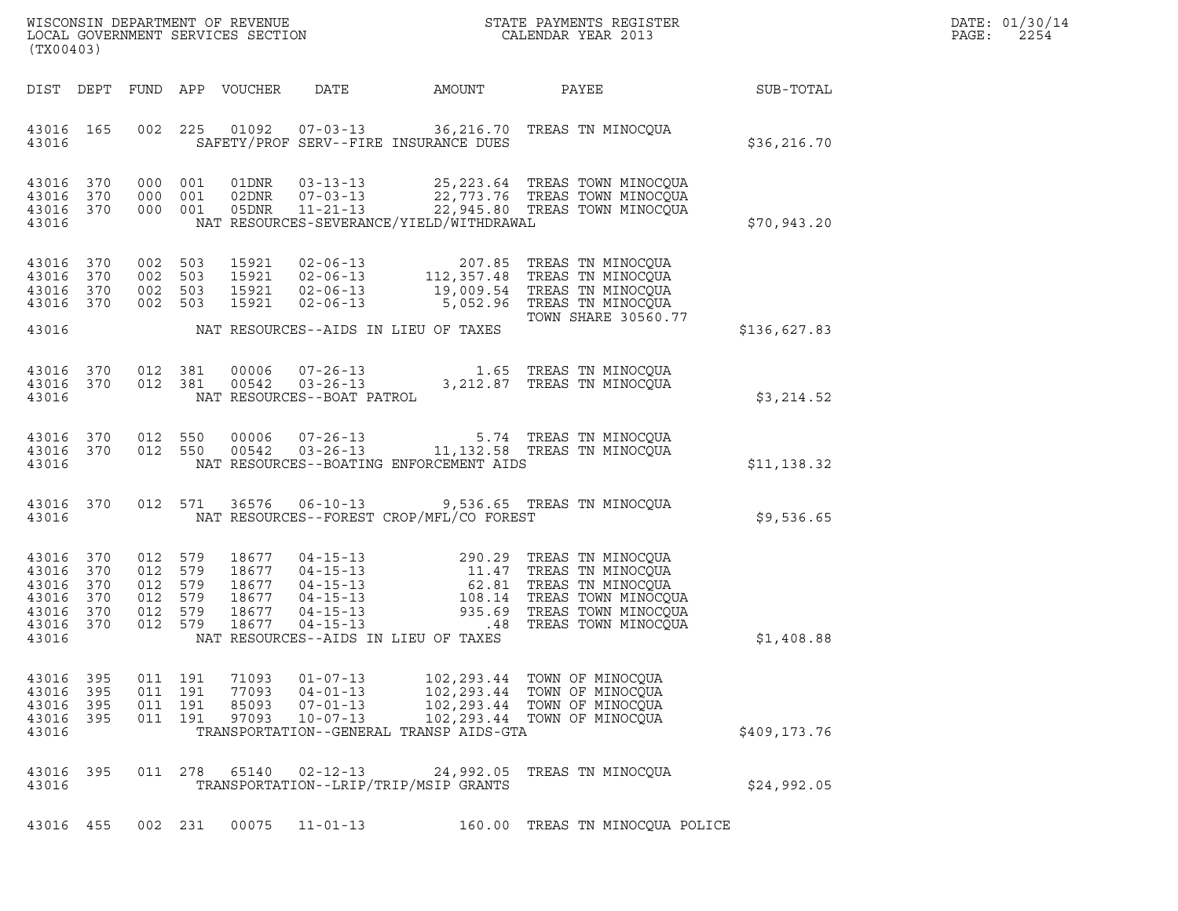WISCONSIN DEPARTMENT OF REVENUE
LOCAL GOVERNMENT SERVICES SECTION
(TX00403)

STATE PAYMENTS REGISTER
CALENDAR YEAR 2013

DATE: 01/30/14
PAGE: 2254

| DIST | DEPT | FUND | APP | VOUCHER | DATE | AMOUNT | PAYEE | SUB-TOTAL |
|---|---|---|---|---|---|---|---|---|
| 43016 | 165 | 002 | 225 | 01092 | 07-03-13 | 36,216.70 | TREAS TN MINOCQUA | |
| 43016 | | | | | SAFETY/PROF SERV--FIRE INSURANCE DUES | | | $36,216.70 |
| 43016 | 370 | 000 | 001 | 01DNR | 03-13-13 | 25,223.64 | TREAS TOWN MINOCQUA | |
| 43016 | 370 | 000 | 001 | 02DNR | 07-03-13 | 22,773.76 | TREAS TOWN MINOCQUA | |
| 43016 | 370 | 000 | 001 | 05DNR | 11-21-13 | 22,945.80 | TREAS TOWN MINOCQUA | |
| 43016 | | | | | NAT RESOURCES-SEVERANCE/YIELD/WITHDRAWAL | | | $70,943.20 |
| 43016 | 370 | 002 | 503 | 15921 | 02-06-13 | 207.85 | TREAS TN MINOCQUA | |
| 43016 | 370 | 002 | 503 | 15921 | 02-06-13 | 112,357.48 | TREAS TN MINOCQUA | |
| 43016 | 370 | 002 | 503 | 15921 | 02-06-13 | 19,009.54 | TREAS TN MINOCQUA | |
| 43016 | 370 | 002 | 503 | 15921 | 02-06-13 | 5,052.96 | TREAS TN MINOCQUA | |
| | | | | | | | TOWN SHARE 30560.77 | |
| 43016 | | | | | NAT RESOURCES--AIDS IN LIEU OF TAXES | | | $136,627.83 |
| 43016 | 370 | 012 | 381 | 00006 | 07-26-13 | 1.65 | TREAS TN MINOCQUA | |
| 43016 | 370 | 012 | 381 | 00542 | 03-26-13 | 3,212.87 | TREAS TN MINOCQUA | |
| 43016 | | | | | NAT RESOURCES--BOAT PATROL | | | $3,214.52 |
| 43016 | 370 | 012 | 550 | 00006 | 07-26-13 | 5.74 | TREAS TN MINOCQUA | |
| 43016 | 370 | 012 | 550 | 00542 | 03-26-13 | 11,132.58 | TREAS TN MINOCQUA | |
| 43016 | | | | | NAT RESOURCES--BOATING ENFORCEMENT AIDS | | | $11,138.32 |
| 43016 | 370 | 012 | 571 | 36576 | 06-10-13 | 9,536.65 | TREAS TN MINOCQUA | |
| 43016 | | | | | NAT RESOURCES--FOREST CROP/MFL/CO FOREST | | | $9,536.65 |
| 43016 | 370 | 012 | 579 | 18677 | 04-15-13 | 290.29 | TREAS TN MINOCQUA | |
| 43016 | 370 | 012 | 579 | 18677 | 04-15-13 | 11.47 | TREAS TN MINOCQUA | |
| 43016 | 370 | 012 | 579 | 18677 | 04-15-13 | 62.81 | TREAS TN MINOCQUA | |
| 43016 | 370 | 012 | 579 | 18677 | 04-15-13 | 108.14 | TREAS TOWN MINOCQUA | |
| 43016 | 370 | 012 | 579 | 18677 | 04-15-13 | 935.69 | TREAS TOWN MINOCQUA | |
| 43016 | 370 | 012 | 579 | 18677 | 04-15-13 | .48 | TREAS TOWN MINOCQUA | |
| 43016 | | | | | NAT RESOURCES--AIDS IN LIEU OF TAXES | | | $1,408.88 |
| 43016 | 395 | 011 | 191 | 71093 | 01-07-13 | 102,293.44 | TOWN OF MINOCQUA | |
| 43016 | 395 | 011 | 191 | 77093 | 04-01-13 | 102,293.44 | TOWN OF MINOCQUA | |
| 43016 | 395 | 011 | 191 | 85093 | 07-01-13 | 102,293.44 | TOWN OF MINOCQUA | |
| 43016 | 395 | 011 | 191 | 97093 | 10-07-13 | 102,293.44 | TOWN OF MINOCQUA | |
| 43016 | | | | | TRANSPORTATION--GENERAL TRANSP AIDS-GTA | | | $409,173.76 |
| 43016 | 395 | 011 | 278 | 65140 | 02-12-13 | 24,992.05 | TREAS TN MINOCQUA | |
| 43016 | | | | | TRANSPORTATION--LRIP/TRIP/MSIP GRANTS | | | $24,992.05 |
| 43016 | 455 | 002 | 231 | 00075 | 11-01-13 | 160.00 | TREAS TN MINOCQUA POLICE | |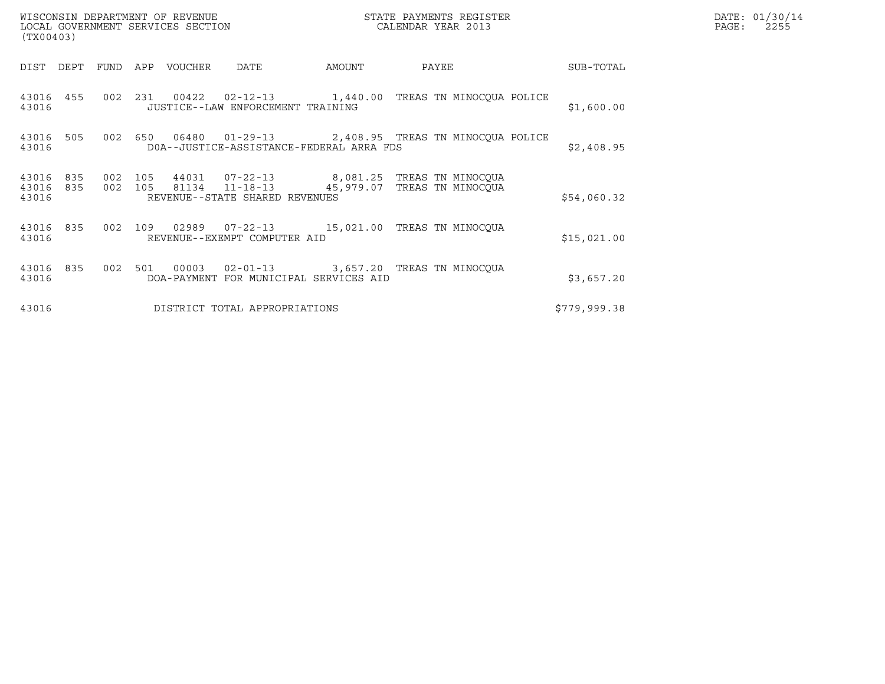| DIST | DEPT | FUND | APP | VOUCHER | DATE | AMOUNT | PAYEE | SUB-TOTAL |
|---|---|---|---|---|---|---|---|---|
| 43016 | 455 | 002 | 231 | 00422 | 02-12-13 | 1,440.00 | TREAS TN MINOCQUA POLICE | |
| 43016 | | | | JUSTICE--LAW ENFORCEMENT TRAINING | | | | $1,600.00 |
| 43016 | 505 | 002 | 650 | 06480 | 01-29-13 | 2,408.95 | TREAS TN MINOCQUA POLICE | |
| 43016 | | | | DOA--JUSTICE-ASSISTANCE-FEDERAL ARRA FDS | | | | $2,408.95 |
| 43016 | 835 | 002 | 105 | 44031 | 07-22-13 | 8,081.25 | TREAS TN MINOCQUA | |
| 43016 | 835 | 002 | 105 | 81134 | 11-18-13 | 45,979.07 | TREAS TN MINOCQUA | |
| 43016 | | | | REVENUE--STATE SHARED REVENUES | | | | $54,060.32 |
| 43016 | 835 | 002 | 109 | 02989 | 07-22-13 | 15,021.00 | TREAS TN MINOCQUA | |
| 43016 | | | | REVENUE--EXEMPT COMPUTER AID | | | | $15,021.00 |
| 43016 | 835 | 002 | 501 | 00003 | 02-01-13 | 3,657.20 | TREAS TN MINOCQUA | |
| 43016 | | | | DOA-PAYMENT FOR MUNICIPAL SERVICES AID | | | | $3,657.20 |
| 43016 | | | | DISTRICT TOTAL APPROPRIATIONS | | | | $779,999.38 |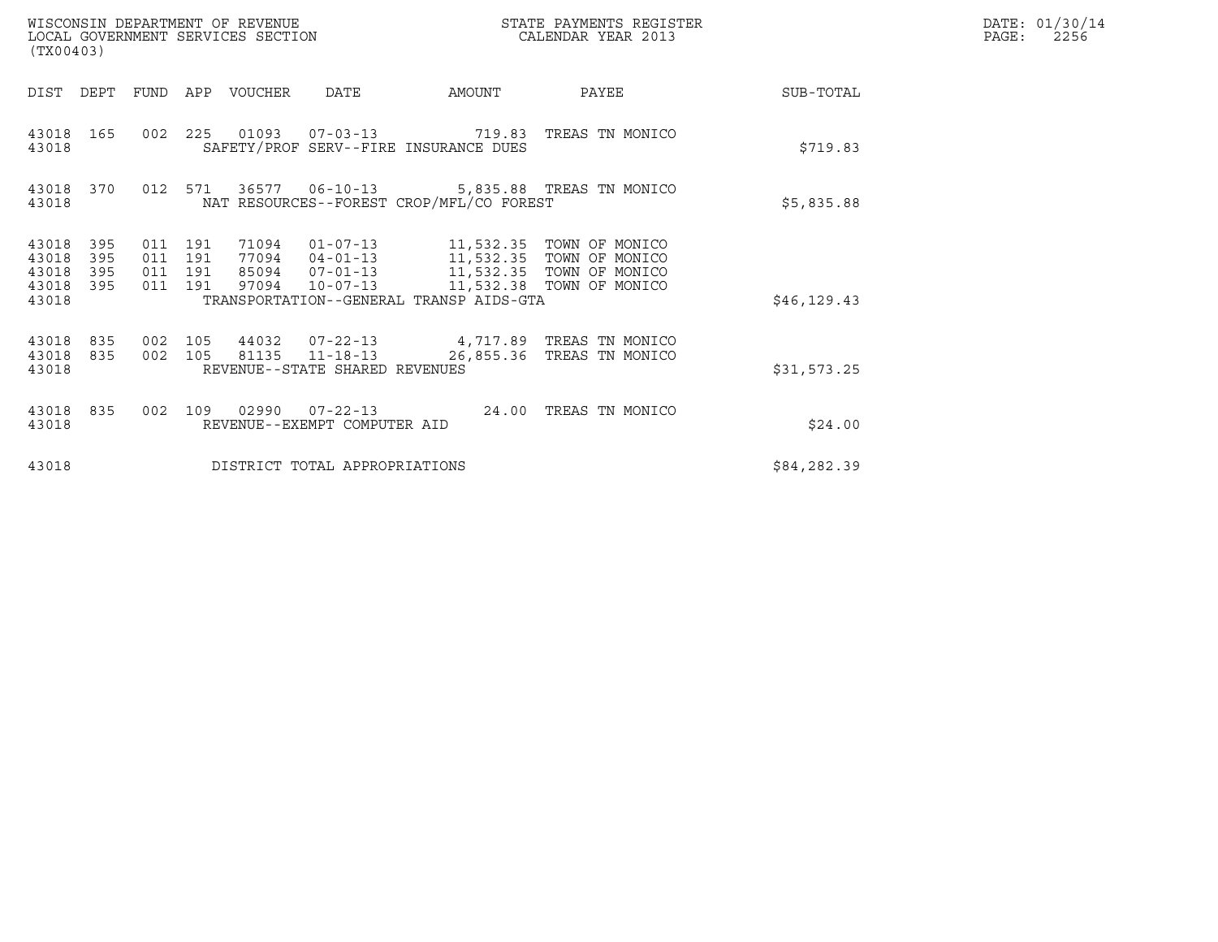WISCONSIN DEPARTMENT OF REVENUE
LOCAL GOVERNMENT SERVICES SECTION
(TX00403)

STATE PAYMENTS REGISTER
CALENDAR YEAR 2013

DATE: 01/30/14

| DIST | DEPT | FUND | APP | VOUCHER | DATE | AMOUNT | PAYEE | SUB-TOTAL |
|---|---|---|---|---|---|---|---|---|
| 43018 | 165 | 002 | 225 | 01093 | 07-03-13 | 719.83 | TREAS TN MONICO | |
| 43018 | | | | SAFETY/PROF SERV--FIRE INSURANCE DUES | | | | $719.83 |
| 43018 | 370 | 012 | 571 | 36577 | 06-10-13 | 5,835.88 | TREAS TN MONICO | |
| 43018 | | | | NAT RESOURCES--FOREST CROP/MFL/CO FOREST | | | | $5,835.88 |
| 43018 | 395 | 011 | 191 | 71094 | 01-07-13 | 11,532.35 | TOWN OF MONICO | |
| 43018 | 395 | 011 | 191 | 77094 | 04-01-13 | 11,532.35 | TOWN OF MONICO | |
| 43018 | 395 | 011 | 191 | 85094 | 07-01-13 | 11,532.35 | TOWN OF MONICO | |
| 43018 | 395 | 011 | 191 | 97094 | 10-07-13 | 11,532.38 | TOWN OF MONICO | |
| 43018 | | | | TRANSPORTATION--GENERAL TRANSP AIDS-GTA | | | | $46,129.43 |
| 43018 | 835 | 002 | 105 | 44032 | 07-22-13 | 4,717.89 | TREAS TN MONICO | |
| 43018 | 835 | 002 | 105 | 81135 | 11-18-13 | 26,855.36 | TREAS TN MONICO | |
| 43018 | | | | REVENUE--STATE SHARED REVENUES | | | | $31,573.25 |
| 43018 | 835 | 002 | 109 | 02990 | 07-22-13 | 24.00 | TREAS TN MONICO | |
| 43018 | | | | REVENUE--EXEMPT COMPUTER AID | | | | $24.00 |
| 43018 | | | | DISTRICT TOTAL APPROPRIATIONS | | | | $84,282.39 |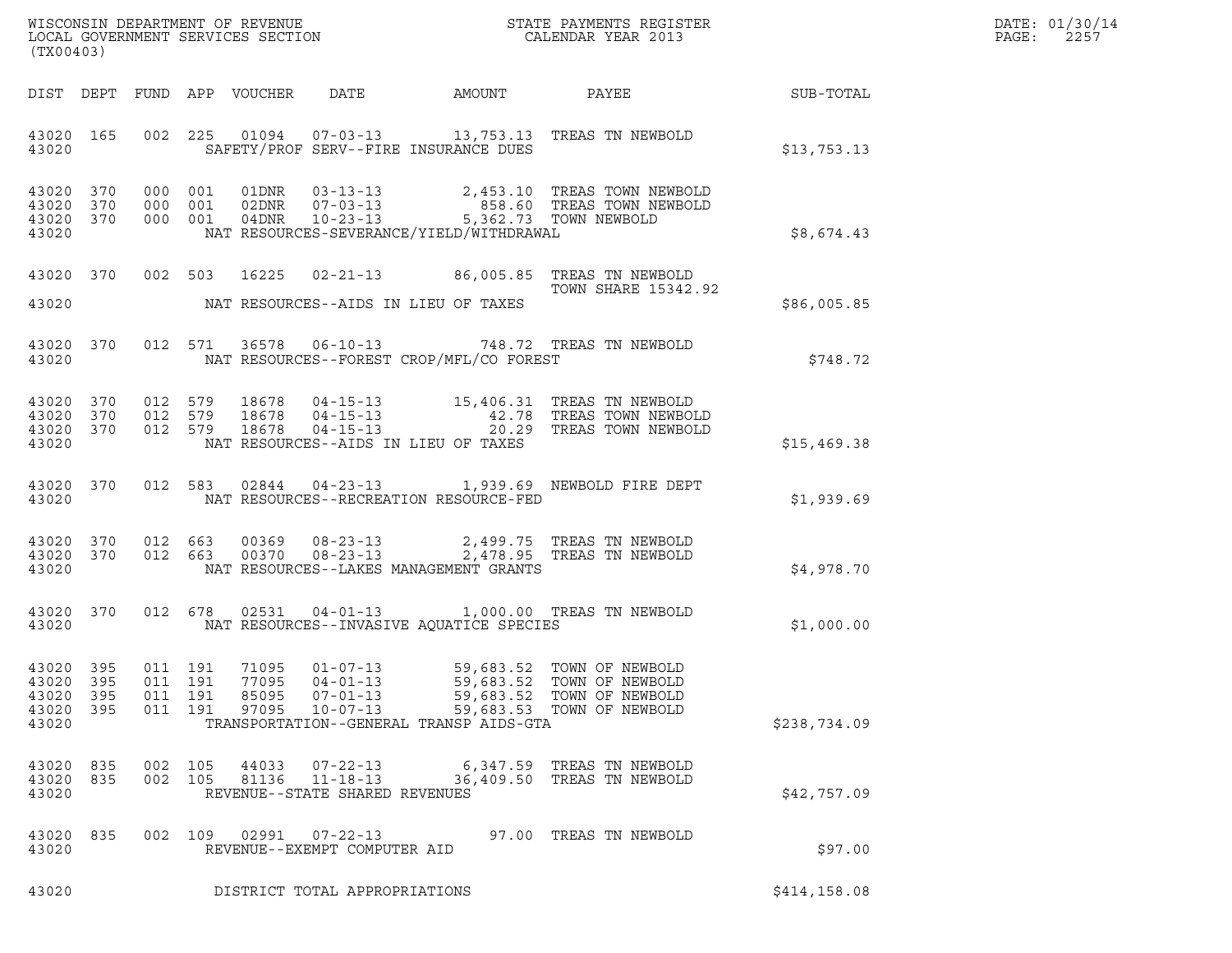WISCONSIN DEPARTMENT OF REVENUE
LOCAL GOVERNMENT SERVICES SECTION
(TX00403)

STATE PAYMENTS REGISTER
CALENDAR YEAR 2013

DATE: 01/30/14
PAGE: 2257

| DIST | DEPT | FUND | APP | VOUCHER | DATE | AMOUNT | PAYEE | SUB-TOTAL |
|---|---|---|---|---|---|---|---|---|
| 43020 | 165 | 002 | 225 | 01094 | 07-03-13 | 13,753.13 | TREAS TN NEWBOLD | |
| 43020 | | | | SAFETY/PROF SERV--FIRE INSURANCE DUES | | | | $13,753.13 |
| 43020 | 370 | 000 | 001 | 01DNR | 03-13-13 | 2,453.10 | TREAS TOWN NEWBOLD | |
| 43020 | 370 | 000 | 001 | 02DNR | 07-03-13 | 858.60 | TREAS TOWN NEWBOLD | |
| 43020 | 370 | 000 | 001 | 04DNR | 10-23-13 | 5,362.73 | TOWN NEWBOLD | |
| 43020 | | | | NAT RESOURCES-SEVERANCE/YIELD/WITHDRAWAL | | | | $8,674.43 |
| 43020 | 370 | 002 | 503 | 16225 | 02-21-13 | 86,005.85 | TREAS TN NEWBOLD TOWN SHARE 15342.92 | |
| 43020 | | | | NAT RESOURCES--AIDS IN LIEU OF TAXES | | | | $86,005.85 |
| 43020 | 370 | 012 | 571 | 36578 | 06-10-13 | 748.72 | TREAS TN NEWBOLD | |
| 43020 | | | | NAT RESOURCES--FOREST CROP/MFL/CO FOREST | | | | $748.72 |
| 43020 | 370 | 012 | 579 | 18678 | 04-15-13 | 15,406.31 | TREAS TN NEWBOLD | |
| 43020 | 370 | 012 | 579 | 18678 | 04-15-13 | 42.78 | TREAS TOWN NEWBOLD | |
| 43020 | 370 | 012 | 579 | 18678 | 04-15-13 | 20.29 | TREAS TOWN NEWBOLD | |
| 43020 | | | | NAT RESOURCES--AIDS IN LIEU OF TAXES | | | | $15,469.38 |
| 43020 | 370 | 012 | 583 | 02844 | 04-23-13 | 1,939.69 | NEWBOLD FIRE DEPT | |
| 43020 | | | | NAT RESOURCES--RECREATION RESOURCE-FED | | | | $1,939.69 |
| 43020 | 370 | 012 | 663 | 00369 | 08-23-13 | 2,499.75 | TREAS TN NEWBOLD | |
| 43020 | 370 | 012 | 663 | 00370 | 08-23-13 | 2,478.95 | TREAS TN NEWBOLD | |
| 43020 | | | | NAT RESOURCES--LAKES MANAGEMENT GRANTS | | | | $4,978.70 |
| 43020 | 370 | 012 | 678 | 02531 | 04-01-13 | 1,000.00 | TREAS TN NEWBOLD | |
| 43020 | | | | NAT RESOURCES--INVASIVE AQUATICE SPECIES | | | | $1,000.00 |
| 43020 | 395 | 011 | 191 | 71095 | 01-07-13 | 59,683.52 | TOWN OF NEWBOLD | |
| 43020 | 395 | 011 | 191 | 77095 | 04-01-13 | 59,683.52 | TOWN OF NEWBOLD | |
| 43020 | 395 | 011 | 191 | 85095 | 07-01-13 | 59,683.52 | TOWN OF NEWBOLD | |
| 43020 | 395 | 011 | 191 | 97095 | 10-07-13 | 59,683.53 | TOWN OF NEWBOLD | |
| 43020 | | | | TRANSPORTATION--GENERAL TRANSP AIDS-GTA | | | | $238,734.09 |
| 43020 | 835 | 002 | 105 | 44033 | 07-22-13 | 6,347.59 | TREAS TN NEWBOLD | |
| 43020 | 835 | 002 | 105 | 81136 | 11-18-13 | 36,409.50 | TREAS TN NEWBOLD | |
| 43020 | | | | REVENUE--STATE SHARED REVENUES | | | | $42,757.09 |
| 43020 | 835 | 002 | 109 | 02991 | 07-22-13 | 97.00 | TREAS TN NEWBOLD | |
| 43020 | | | | REVENUE--EXEMPT COMPUTER AID | | | | $97.00 |
| 43020 | | | | DISTRICT TOTAL APPROPRIATIONS | | | | $414,158.08 |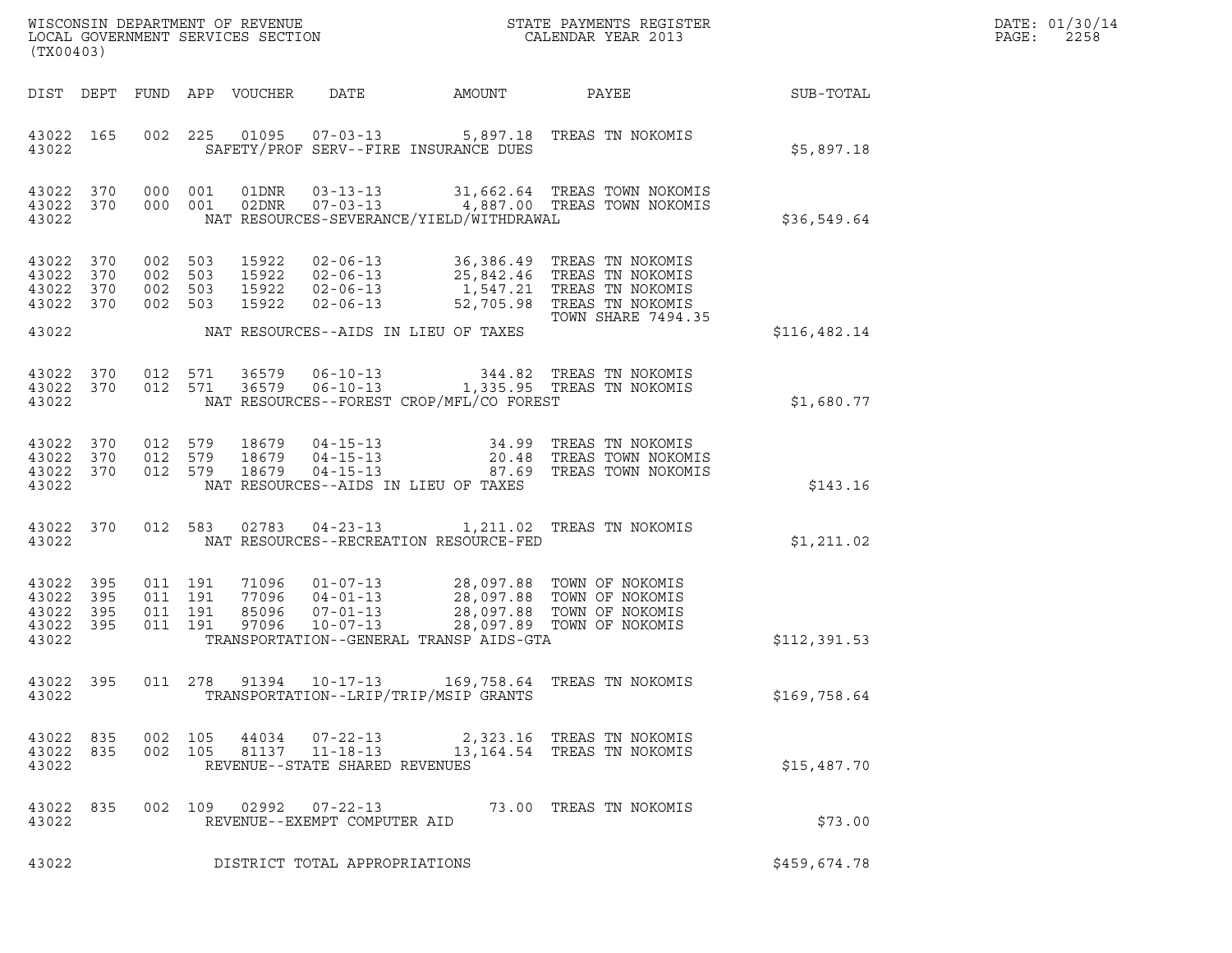WISCONSIN DEPARTMENT OF REVENUE
LOCAL GOVERNMENT SERVICES SECTION
(TX00403)

STATE PAYMENTS REGISTER
CALENDAR YEAR 2013

DATE: 01/30/14
PAGE: 2258

| DIST | DEPT | FUND | APP | VOUCHER | DATE | AMOUNT | PAYEE | SUB-TOTAL |
|---|---|---|---|---|---|---|---|---|
| 43022 | 165 | 002 | 225 | 01095 | 07-03-13 | 5,897.18 | TREAS TN NOKOMIS | |
| 43022 | | | | | SAFETY/PROF SERV--FIRE INSURANCE DUES | | | $5,897.18 |
| 43022 | 370 | 000 | 001 | 01DNR | 03-13-13 | 31,662.64 | TREAS TOWN NOKOMIS | |
| 43022 | 370 | 000 | 001 | 02DNR | 07-03-13 | 4,887.00 | TREAS TOWN NOKOMIS | |
| 43022 | | | | | NAT RESOURCES-SEVERANCE/YIELD/WITHDRAWAL | | | $36,549.64 |
| 43022 | 370 | 002 | 503 | 15922 | 02-06-13 | 36,386.49 | TREAS TN NOKOMIS | |
| 43022 | 370 | 002 | 503 | 15922 | 02-06-13 | 25,842.46 | TREAS TN NOKOMIS | |
| 43022 | 370 | 002 | 503 | 15922 | 02-06-13 | 1,547.21 | TREAS TN NOKOMIS | |
| 43022 | 370 | 002 | 503 | 15922 | 02-06-13 | 52,705.98 | TREAS TN NOKOMIS TOWN SHARE 7494.35 | |
| 43022 | | | | | NAT RESOURCES--AIDS IN LIEU OF TAXES | | | $116,482.14 |
| 43022 | 370 | 012 | 571 | 36579 | 06-10-13 | 344.82 | TREAS TN NOKOMIS | |
| 43022 | 370 | 012 | 571 | 36579 | 06-10-13 | 1,335.95 | TREAS TN NOKOMIS | |
| 43022 | | | | | NAT RESOURCES--FOREST CROP/MFL/CO FOREST | | | $1,680.77 |
| 43022 | 370 | 012 | 579 | 18679 | 04-15-13 | 34.99 | TREAS TN NOKOMIS | |
| 43022 | 370 | 012 | 579 | 18679 | 04-15-13 | 20.48 | TREAS TOWN NOKOMIS | |
| 43022 | 370 | 012 | 579 | 18679 | 04-15-13 | 87.69 | TREAS TOWN NOKOMIS | |
| 43022 | | | | | NAT RESOURCES--AIDS IN LIEU OF TAXES | | | $143.16 |
| 43022 | 370 | 012 | 583 | 02783 | 04-23-13 | 1,211.02 | TREAS TN NOKOMIS | |
| 43022 | | | | | NAT RESOURCES--RECREATION RESOURCE-FED | | | $1,211.02 |
| 43022 | 395 | 011 | 191 | 71096 | 01-07-13 | 28,097.88 | TOWN OF NOKOMIS | |
| 43022 | 395 | 011 | 191 | 77096 | 04-01-13 | 28,097.88 | TOWN OF NOKOMIS | |
| 43022 | 395 | 011 | 191 | 85096 | 07-01-13 | 28,097.88 | TOWN OF NOKOMIS | |
| 43022 | 395 | 011 | 191 | 97096 | 10-07-13 | 28,097.89 | TOWN OF NOKOMIS | |
| 43022 | | | | | TRANSPORTATION--GENERAL TRANSP AIDS-GTA | | | $112,391.53 |
| 43022 | 395 | 011 | 278 | 91394 | 10-17-13 | 169,758.64 | TREAS TN NOKOMIS | |
| 43022 | | | | | TRANSPORTATION--LRIP/TRIP/MSIP GRANTS | | | $169,758.64 |
| 43022 | 835 | 002 | 105 | 44034 | 07-22-13 | 2,323.16 | TREAS TN NOKOMIS | |
| 43022 | 835 | 002 | 105 | 81137 | 11-18-13 | 13,164.54 | TREAS TN NOKOMIS | |
| 43022 | | | | | REVENUE--STATE SHARED REVENUES | | | $15,487.70 |
| 43022 | 835 | 002 | 109 | 02992 | 07-22-13 | 73.00 | TREAS TN NOKOMIS | |
| 43022 | | | | | REVENUE--EXEMPT COMPUTER AID | | | $73.00 |
| 43022 | | | | | DISTRICT TOTAL APPROPRIATIONS | | | $459,674.78 |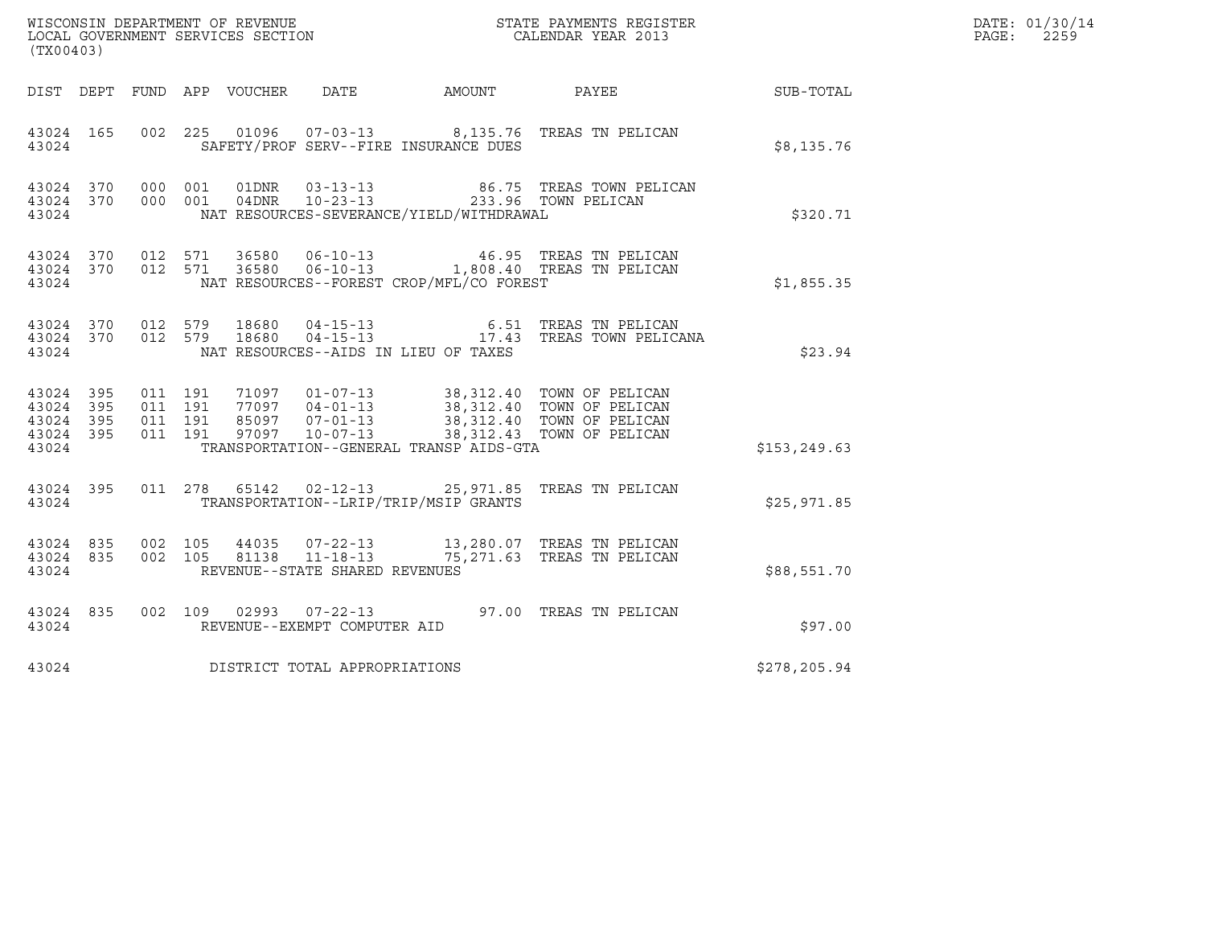WISCONSIN DEPARTMENT OF REVENUE
LOCAL GOVERNMENT SERVICES SECTION
(TX00403)

STATE PAYMENTS REGISTER
CALENDAR YEAR 2013

DATE: 01/30/14
PAGE: 2259

| DIST | DEPT | FUND | APP | VOUCHER | DATE | AMOUNT | PAYEE | SUB-TOTAL |
|---|---|---|---|---|---|---|---|---|
| 43024 | 165 | 002 | 225 | 01096 | 07-03-13 | 8,135.76 | TREAS TN PELICAN | |
| 43024 | | | | | SAFETY/PROF SERV--FIRE INSURANCE DUES | | | $8,135.76 |
| 43024 | 370 | 000 | 001 | 01DNR | 03-13-13 | 86.75 | TREAS TOWN PELICAN | |
| 43024 | 370 | 000 | 001 | 04DNR | 10-23-13 | 233.96 | TOWN PELICAN | |
| 43024 | | | | | NAT RESOURCES-SEVERANCE/YIELD/WITHDRAWAL | | | $320.71 |
| 43024 | 370 | 012 | 571 | 36580 | 06-10-13 | 46.95 | TREAS TN PELICAN | |
| 43024 | 370 | 012 | 571 | 36580 | 06-10-13 | 1,808.40 | TREAS TN PELICAN | |
| 43024 | | | | | NAT RESOURCES--FOREST CROP/MFL/CO FOREST | | | $1,855.35 |
| 43024 | 370 | 012 | 579 | 18680 | 04-15-13 | 6.51 | TREAS TN PELICAN | |
| 43024 | 370 | 012 | 579 | 18680 | 04-15-13 | 17.43 | TREAS TOWN PELICANA | |
| 43024 | | | | | NAT RESOURCES--AIDS IN LIEU OF TAXES | | | $23.94 |
| 43024 | 395 | 011 | 191 | 71097 | 01-07-13 | 38,312.40 | TOWN OF PELICAN | |
| 43024 | 395 | 011 | 191 | 77097 | 04-01-13 | 38,312.40 | TOWN OF PELICAN | |
| 43024 | 395 | 011 | 191 | 85097 | 07-01-13 | 38,312.40 | TOWN OF PELICAN | |
| 43024 | 395 | 011 | 191 | 97097 | 10-07-13 | 38,312.43 | TOWN OF PELICAN | |
| 43024 | | | | | TRANSPORTATION--GENERAL TRANSP AIDS-GTA | | | $153,249.63 |
| 43024 | 395 | 011 | 278 | 65142 | 02-12-13 | 25,971.85 | TREAS TN PELICAN | |
| 43024 | | | | | TRANSPORTATION--LRIP/TRIP/MSIP GRANTS | | | $25,971.85 |
| 43024 | 835 | 002 | 105 | 44035 | 07-22-13 | 13,280.07 | TREAS TN PELICAN | |
| 43024 | 835 | 002 | 105 | 81138 | 11-18-13 | 75,271.63 | TREAS TN PELICAN | |
| 43024 | | | | | REVENUE--STATE SHARED REVENUES | | | $88,551.70 |
| 43024 | 835 | 002 | 109 | 02993 | 07-22-13 | 97.00 | TREAS TN PELICAN | |
| 43024 | | | | | REVENUE--EXEMPT COMPUTER AID | | | $97.00 |
| 43024 | | | | | DISTRICT TOTAL APPROPRIATIONS | | | $278,205.94 |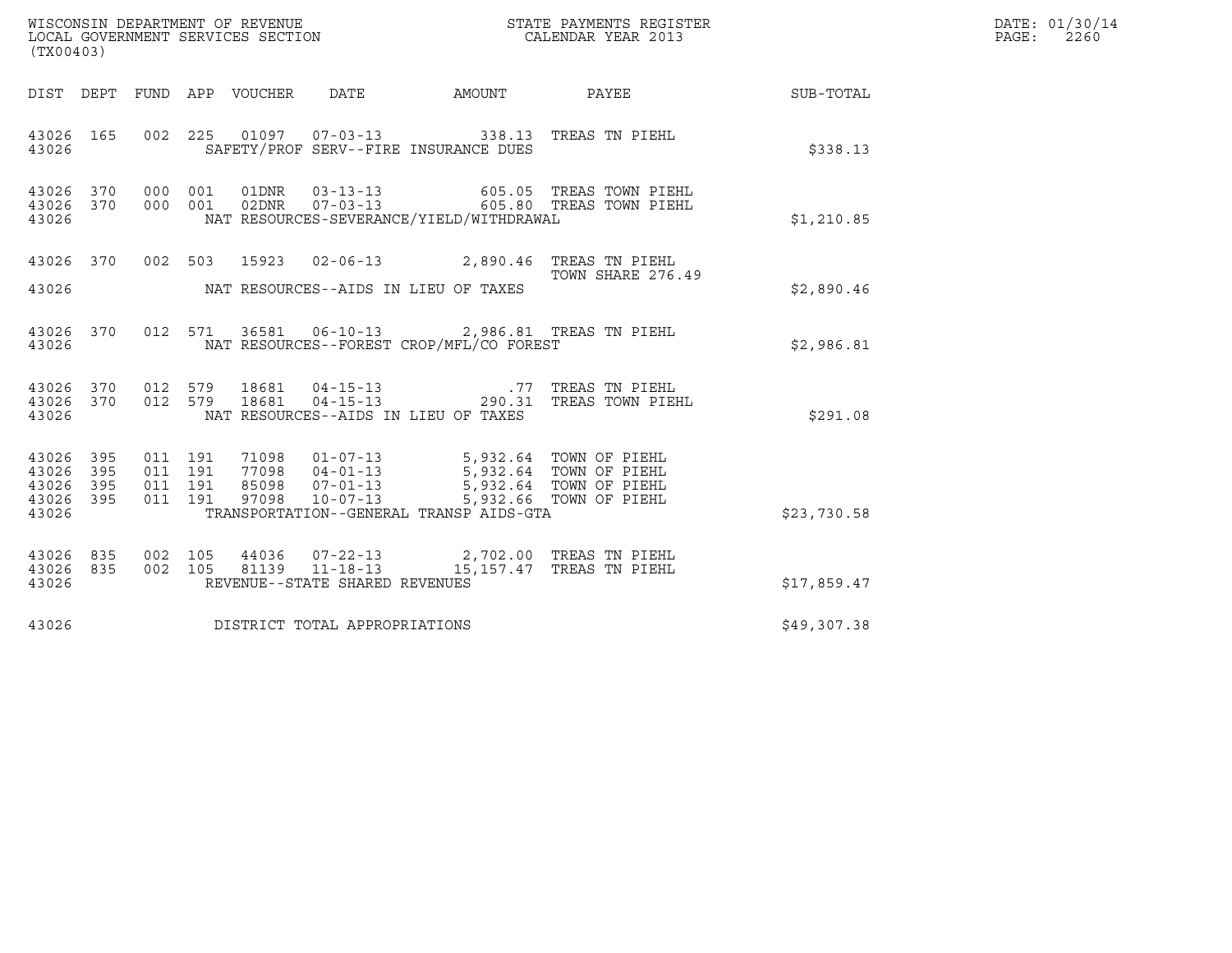WISCONSIN DEPARTMENT OF REVENUE
LOCAL GOVERNMENT SERVICES SECTION
(TX00403)

STATE PAYMENTS REGISTER
CALENDAR YEAR 2013

DATE: 01/30/14
PAGE: 2260

| DIST | DEPT | FUND | APP | VOUCHER | DATE | AMOUNT | PAYEE | SUB-TOTAL |
|---|---|---|---|---|---|---|---|---|
| 43026 | 165 | 002 | 225 | 01097 | 07-03-13 | 338.13 | TREAS TN PIEHL | |
| 43026 | | | | SAFETY/PROF SERV--FIRE INSURANCE DUES | | | | $338.13 |
| 43026 | 370 | 000 | 001 | 01DNR | 03-13-13 | 605.05 | TREAS TOWN PIEHL | |
| 43026 | 370 | 000 | 001 | 02DNR | 07-03-13 | 605.80 | TREAS TOWN PIEHL | |
| 43026 | | | | NAT RESOURCES-SEVERANCE/YIELD/WITHDRAWAL | | | | $1,210.85 |
| 43026 | 370 | 002 | 503 | 15923 | 02-06-13 | 2,890.46 | TREAS TN PIEHL TOWN SHARE 276.49 | |
| 43026 | | | | NAT RESOURCES--AIDS IN LIEU OF TAXES | | | | $2,890.46 |
| 43026 | 370 | 012 | 571 | 36581 | 06-10-13 | 2,986.81 | TREAS TN PIEHL | |
| 43026 | | | | NAT RESOURCES--FOREST CROP/MFL/CO FOREST | | | | $2,986.81 |
| 43026 | 370 | 012 | 579 | 18681 | 04-15-13 | .77 | TREAS TN PIEHL | |
| 43026 | 370 | 012 | 579 | 18681 | 04-15-13 | 290.31 | TREAS TOWN PIEHL | |
| 43026 | | | | NAT RESOURCES--AIDS IN LIEU OF TAXES | | | | $291.08 |
| 43026 | 395 | 011 | 191 | 71098 | 01-07-13 | 5,932.64 | TOWN OF PIEHL | |
| 43026 | 395 | 011 | 191 | 77098 | 04-01-13 | 5,932.64 | TOWN OF PIEHL | |
| 43026 | 395 | 011 | 191 | 85098 | 07-01-13 | 5,932.64 | TOWN OF PIEHL | |
| 43026 | 395 | 011 | 191 | 97098 | 10-07-13 | 5,932.66 | TOWN OF PIEHL | |
| 43026 | | | | TRANSPORTATION--GENERAL TRANSP AIDS-GTA | | | | $23,730.58 |
| 43026 | 835 | 002 | 105 | 44036 | 07-22-13 | 2,702.00 | TREAS TN PIEHL | |
| 43026 | 835 | 002 | 105 | 81139 | 11-18-13 | 15,157.47 | TREAS TN PIEHL | |
| 43026 | | | | REVENUE--STATE SHARED REVENUES | | | | $17,859.47 |
| 43026 | | | | DISTRICT TOTAL APPROPRIATIONS | | | | $49,307.38 |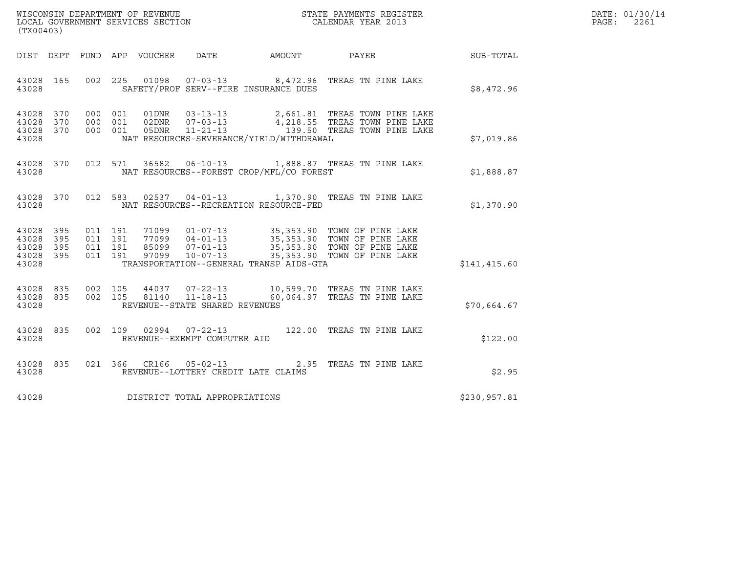WISCONSIN DEPARTMENT OF REVENUE
LOCAL GOVERNMENT SERVICES SECTION
(TX00403)

STATE PAYMENTS REGISTER
CALENDAR YEAR 2013

DATE: 01/30/14
PAGE: 2261

| DIST | DEPT | FUND | APP | VOUCHER | DATE | AMOUNT | PAYEE | SUB-TOTAL |
|---|---|---|---|---|---|---|---|---|
| 43028 | 165 | 002 | 225 | 01098 | 07-03-13 | 8,472.96 | TREAS TN PINE LAKE | |
| 43028 | | | | | SAFETY/PROF SERV--FIRE INSURANCE DUES | | | $8,472.96 |
| 43028 | 370 | 000 | 001 | 01DNR | 03-13-13 | 2,661.81 | TREAS TOWN PINE LAKE | |
| 43028 | 370 | 000 | 001 | 02DNR | 07-03-13 | 4,218.55 | TREAS TOWN PINE LAKE | |
| 43028 | 370 | 000 | 001 | 05DNR | 11-21-13 | 139.50 | TREAS TOWN PINE LAKE | |
| 43028 | | | | | NAT RESOURCES-SEVERANCE/YIELD/WITHDRAWAL | | | $7,019.86 |
| 43028 | 370 | 012 | 571 | 36582 | 06-10-13 | 1,888.87 | TREAS TN PINE LAKE | |
| 43028 | | | | | NAT RESOURCES--FOREST CROP/MFL/CO FOREST | | | $1,888.87 |
| 43028 | 370 | 012 | 583 | 02537 | 04-01-13 | 1,370.90 | TREAS TN PINE LAKE | |
| 43028 | | | | | NAT RESOURCES--RECREATION RESOURCE-FED | | | $1,370.90 |
| 43028 | 395 | 011 | 191 | 71099 | 01-07-13 | 35,353.90 | TOWN OF PINE LAKE | |
| 43028 | 395 | 011 | 191 | 77099 | 04-01-13 | 35,353.90 | TOWN OF PINE LAKE | |
| 43028 | 395 | 011 | 191 | 85099 | 07-01-13 | 35,353.90 | TOWN OF PINE LAKE | |
| 43028 | 395 | 011 | 191 | 97099 | 10-07-13 | 35,353.90 | TOWN OF PINE LAKE | |
| 43028 | | | | | TRANSPORTATION--GENERAL TRANSP AIDS-GTA | | | $141,415.60 |
| 43028 | 835 | 002 | 105 | 44037 | 07-22-13 | 10,599.70 | TREAS TN PINE LAKE | |
| 43028 | 835 | 002 | 105 | 81140 | 11-18-13 | 60,064.97 | TREAS TN PINE LAKE | |
| 43028 | | | | | REVENUE--STATE SHARED REVENUES | | | $70,664.67 |
| 43028 | 835 | 002 | 109 | 02994 | 07-22-13 | 122.00 | TREAS TN PINE LAKE | |
| 43028 | | | | | REVENUE--EXEMPT COMPUTER AID | | | $122.00 |
| 43028 | 835 | 021 | 366 | CR166 | 05-02-13 | 2.95 | TREAS TN PINE LAKE | |
| 43028 | | | | | REVENUE--LOTTERY CREDIT LATE CLAIMS | | | $2.95 |
| 43028 | | | | | DISTRICT TOTAL APPROPRIATIONS | | | $230,957.81 |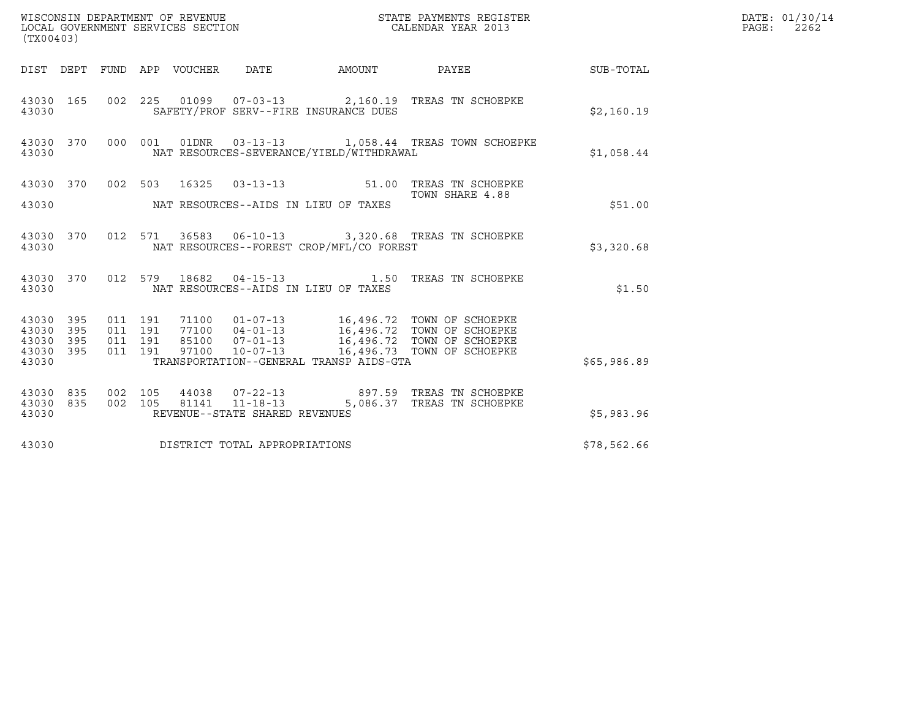WISCONSIN DEPARTMENT OF REVENUE
LOCAL GOVERNMENT SERVICES SECTION
(TX00403)

STATE PAYMENTS REGISTER
CALENDAR YEAR 2013

DATE: 01/30/14
PAGE: 2262

| DIST | DEPT | FUND | APP | VOUCHER | DATE | AMOUNT | PAYEE | SUB-TOTAL |
|---|---|---|---|---|---|---|---|---|
| 43030 | 165 | 002 | 225 | 01099 | 07-03-13 | 2,160.19 | TREAS TN SCHOEPKE | |
| 43030 | | | | SAFETY/PROF SERV--FIRE INSURANCE DUES | | | | $2,160.19 |
| 43030 | 370 | 000 | 001 | 01DNR | 03-13-13 | 1,058.44 | TREAS TOWN SCHOEPKE | |
| 43030 | | | | NAT RESOURCES-SEVERANCE/YIELD/WITHDRAWAL | | | | $1,058.44 |
| 43030 | 370 | 002 | 503 | 16325 | 03-13-13 | 51.00 | TREAS TN SCHOEPKE TOWN SHARE 4.88 | |
| 43030 | | | | NAT RESOURCES--AIDS IN LIEU OF TAXES | | | | $51.00 |
| 43030 | 370 | 012 | 571 | 36583 | 06-10-13 | 3,320.68 | TREAS TN SCHOEPKE | |
| 43030 | | | | NAT RESOURCES--FOREST CROP/MFL/CO FOREST | | | | $3,320.68 |
| 43030 | 370 | 012 | 579 | 18682 | 04-15-13 | 1.50 | TREAS TN SCHOEPKE | |
| 43030 | | | | NAT RESOURCES--AIDS IN LIEU OF TAXES | | | | $1.50 |
| 43030 | 395 | 011 | 191 | 71100 | 01-07-13 | 16,496.72 | TOWN OF SCHOEPKE | |
| 43030 | 395 | 011 | 191 | 77100 | 04-01-13 | 16,496.72 | TOWN OF SCHOEPKE | |
| 43030 | 395 | 011 | 191 | 85100 | 07-01-13 | 16,496.72 | TOWN OF SCHOEPKE | |
| 43030 | 395 | 011 | 191 | 97100 | 10-07-13 | 16,496.73 | TOWN OF SCHOEPKE | |
| 43030 | | | | TRANSPORTATION--GENERAL TRANSP AIDS-GTA | | | | $65,986.89 |
| 43030 | 835 | 002 | 105 | 44038 | 07-22-13 | 897.59 | TREAS TN SCHOEPKE | |
| 43030 | 835 | 002 | 105 | 81141 | 11-18-13 | 5,086.37 | TREAS TN SCHOEPKE | |
| 43030 | | | | REVENUE--STATE SHARED REVENUES | | | | $5,983.96 |
| 43030 | | | | DISTRICT TOTAL APPROPRIATIONS | | | | $78,562.66 |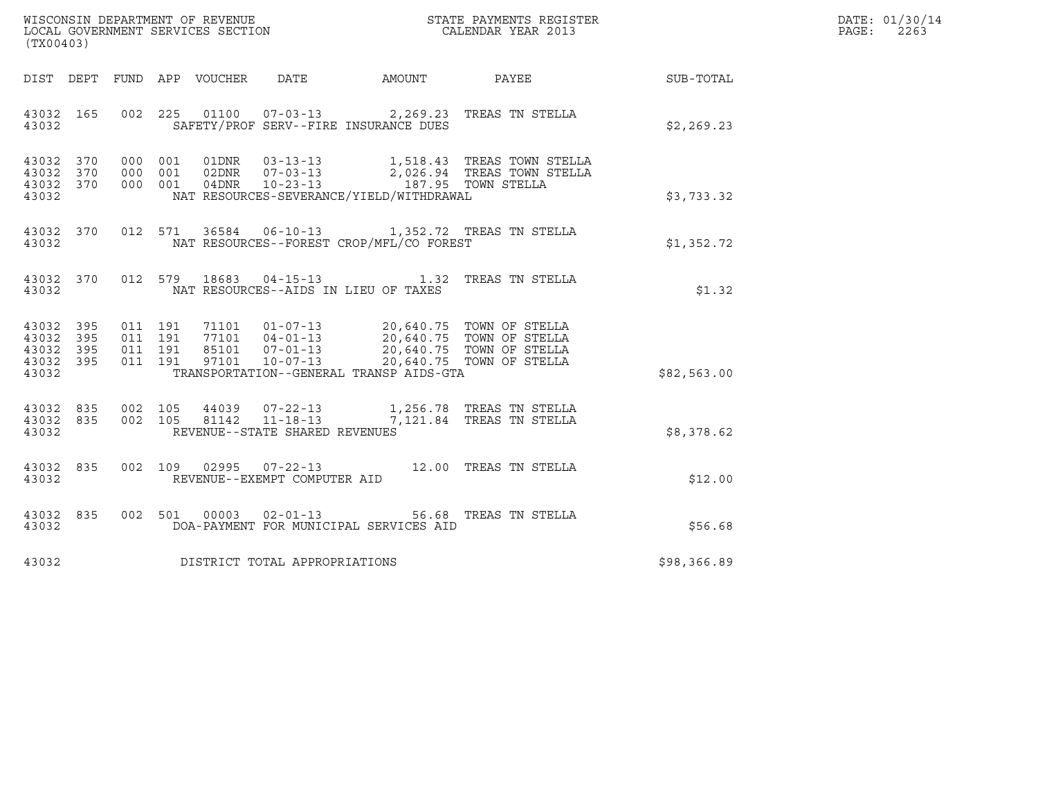WISCONSIN DEPARTMENT OF REVENUE
LOCAL GOVERNMENT SERVICES SECTION
(TX00403)

STATE PAYMENTS REGISTER
CALENDAR YEAR 2013

DATE: 01/30/14
PAGE: 2263

| DIST | DEPT | FUND | APP | VOUCHER | DATE | AMOUNT | PAYEE | SUB-TOTAL |
|---|---|---|---|---|---|---|---|---|
| 43032 | 165 | 002 | 225 | 01100 | 07-03-13 | 2,269.23 | TREAS TN STELLA | |
| 43032 | | | | | SAFETY/PROF SERV--FIRE INSURANCE DUES | | | $2,269.23 |
| 43032 | 370 | 000 | 001 | 01DNR | 03-13-13 | 1,518.43 | TREAS TOWN STELLA | |
| 43032 | 370 | 000 | 001 | 02DNR | 07-03-13 | 2,026.94 | TREAS TOWN STELLA | |
| 43032 | 370 | 000 | 001 | 04DNR | 10-23-13 | 187.95 | TOWN STELLA | |
| 43032 | | | | | NAT RESOURCES-SEVERANCE/YIELD/WITHDRAWAL | | | $3,733.32 |
| 43032 | 370 | 012 | 571 | 36584 | 06-10-13 | 1,352.72 | TREAS TN STELLA | |
| 43032 | | | | | NAT RESOURCES--FOREST CROP/MFL/CO FOREST | | | $1,352.72 |
| 43032 | 370 | 012 | 579 | 18683 | 04-15-13 | 1.32 | TREAS TN STELLA | |
| 43032 | | | | | NAT RESOURCES--AIDS IN LIEU OF TAXES | | | $1.32 |
| 43032 | 395 | 011 | 191 | 71101 | 01-07-13 | 20,640.75 | TOWN OF STELLA | |
| 43032 | 395 | 011 | 191 | 77101 | 04-01-13 | 20,640.75 | TOWN OF STELLA | |
| 43032 | 395 | 011 | 191 | 85101 | 07-01-13 | 20,640.75 | TOWN OF STELLA | |
| 43032 | 395 | 011 | 191 | 97101 | 10-07-13 | 20,640.75 | TOWN OF STELLA | |
| 43032 | | | | | TRANSPORTATION--GENERAL TRANSP AIDS-GTA | | | $82,563.00 |
| 43032 | 835 | 002 | 105 | 44039 | 07-22-13 | 1,256.78 | TREAS TN STELLA | |
| 43032 | 835 | 002 | 105 | 81142 | 11-18-13 | 7,121.84 | TREAS TN STELLA | |
| 43032 | | | | | REVENUE--STATE SHARED REVENUES | | | $8,378.62 |
| 43032 | 835 | 002 | 109 | 02995 | 07-22-13 | 12.00 | TREAS TN STELLA | |
| 43032 | | | | | REVENUE--EXEMPT COMPUTER AID | | | $12.00 |
| 43032 | 835 | 002 | 501 | 00003 | 02-01-13 | 56.68 | TREAS TN STELLA | |
| 43032 | | | | | DOA-PAYMENT FOR MUNICIPAL SERVICES AID | | | $56.68 |
| 43032 | | | | | DISTRICT TOTAL APPROPRIATIONS | | | $98,366.89 |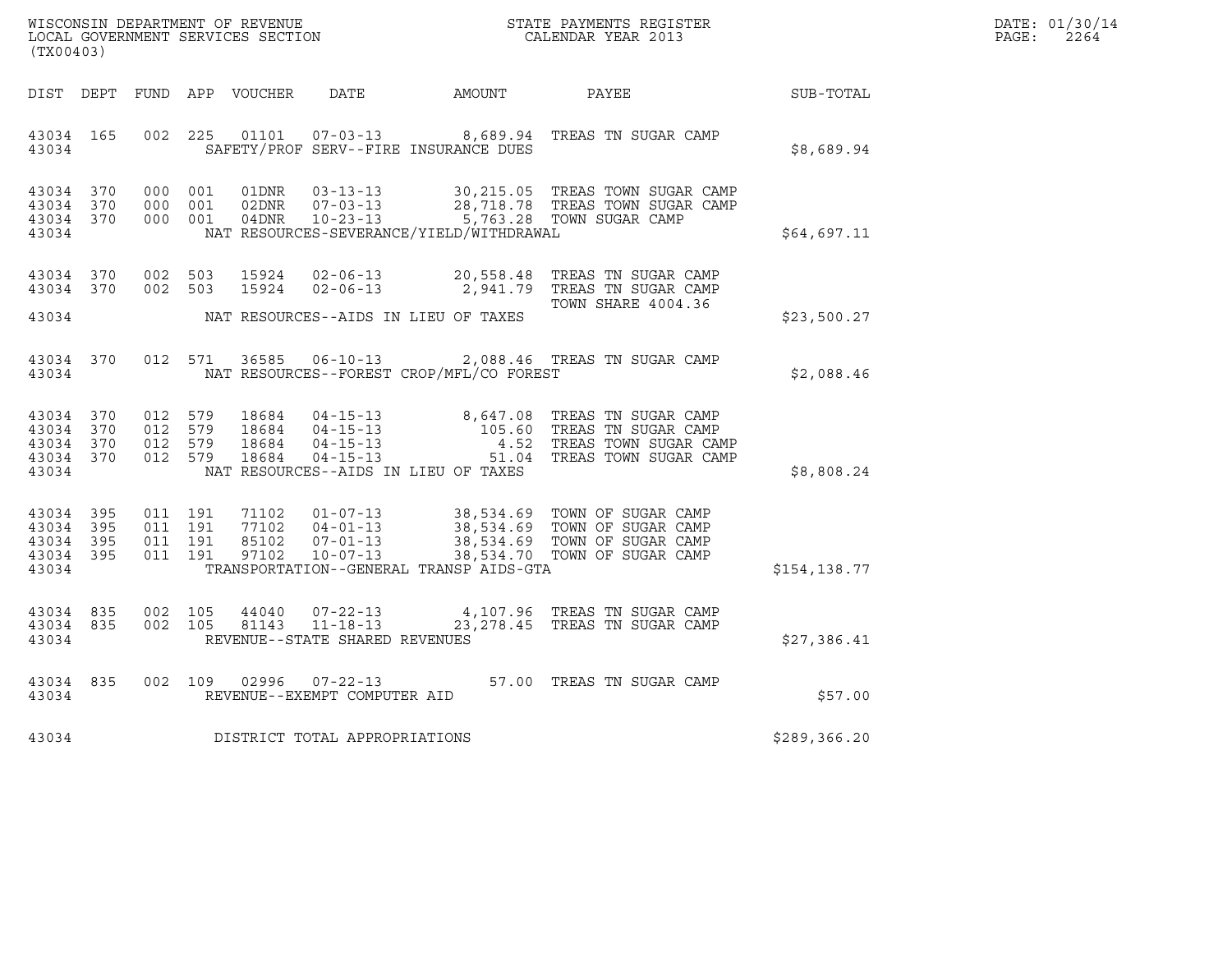WISCONSIN DEPARTMENT OF REVENUE
LOCAL GOVERNMENT SERVICES SECTION
(TX00403)

STATE PAYMENTS REGISTER
CALENDAR YEAR 2013

DATE: 01/30/14
PAGE: 2264

| DIST | DEPT | FUND | APP | VOUCHER | DATE | AMOUNT | PAYEE | SUB-TOTAL |
|---|---|---|---|---|---|---|---|---|
| 43034 | 165 | 002 | 225 | 01101 | 07-03-13 | 8,689.94 | TREAS TN SUGAR CAMP | |
| 43034 | | | | | SAFETY/PROF SERV--FIRE INSURANCE DUES | | | $8,689.94 |
| 43034 | 370 | 000 | 001 | 01DNR | 03-13-13 | 30,215.05 | TREAS TOWN SUGAR CAMP | |
| 43034 | 370 | 000 | 001 | 02DNR | 07-03-13 | 28,718.78 | TREAS TOWN SUGAR CAMP | |
| 43034 | 370 | 000 | 001 | 04DNR | 10-23-13 | 5,763.28 | TOWN SUGAR CAMP | |
| 43034 | | | | | NAT RESOURCES-SEVERANCE/YIELD/WITHDRAWAL | | | $64,697.11 |
| 43034 | 370 | 002 | 503 | 15924 | 02-06-13 | 20,558.48 | TREAS TN SUGAR CAMP | |
| 43034 | 370 | 002 | 503 | 15924 | 02-06-13 | 2,941.79 | TREAS TN SUGAR CAMP TOWN SHARE 4004.36 | |
| 43034 | | | | | NAT RESOURCES--AIDS IN LIEU OF TAXES | | | $23,500.27 |
| 43034 | 370 | 012 | 571 | 36585 | 06-10-13 | 2,088.46 | TREAS TN SUGAR CAMP | |
| 43034 | | | | | NAT RESOURCES--FOREST CROP/MFL/CO FOREST | | | $2,088.46 |
| 43034 | 370 | 012 | 579 | 18684 | 04-15-13 | 8,647.08 | TREAS TN SUGAR CAMP | |
| 43034 | 370 | 012 | 579 | 18684 | 04-15-13 | 105.60 | TREAS TN SUGAR CAMP | |
| 43034 | 370 | 012 | 579 | 18684 | 04-15-13 | 4.52 | TREAS TOWN SUGAR CAMP | |
| 43034 | 370 | 012 | 579 | 18684 | 04-15-13 | 51.04 | TREAS TOWN SUGAR CAMP | |
| 43034 | | | | | NAT RESOURCES--AIDS IN LIEU OF TAXES | | | $8,808.24 |
| 43034 | 395 | 011 | 191 | 71102 | 01-07-13 | 38,534.69 | TOWN OF SUGAR CAMP | |
| 43034 | 395 | 011 | 191 | 77102 | 04-01-13 | 38,534.69 | TOWN OF SUGAR CAMP | |
| 43034 | 395 | 011 | 191 | 85102 | 07-01-13 | 38,534.69 | TOWN OF SUGAR CAMP | |
| 43034 | 395 | 011 | 191 | 97102 | 10-07-13 | 38,534.70 | TOWN OF SUGAR CAMP | |
| 43034 | | | | | TRANSPORTATION--GENERAL TRANSP AIDS-GTA | | | $154,138.77 |
| 43034 | 835 | 002 | 105 | 44040 | 07-22-13 | 4,107.96 | TREAS TN SUGAR CAMP | |
| 43034 | 835 | 002 | 105 | 81143 | 11-18-13 | 23,278.45 | TREAS TN SUGAR CAMP | |
| 43034 | | | | | REVENUE--STATE SHARED REVENUES | | | $27,386.41 |
| 43034 | 835 | 002 | 109 | 02996 | 07-22-13 | 57.00 | TREAS TN SUGAR CAMP | |
| 43034 | | | | | REVENUE--EXEMPT COMPUTER AID | | | $57.00 |
| 43034 | | | | | DISTRICT TOTAL APPROPRIATIONS | | | $289,366.20 |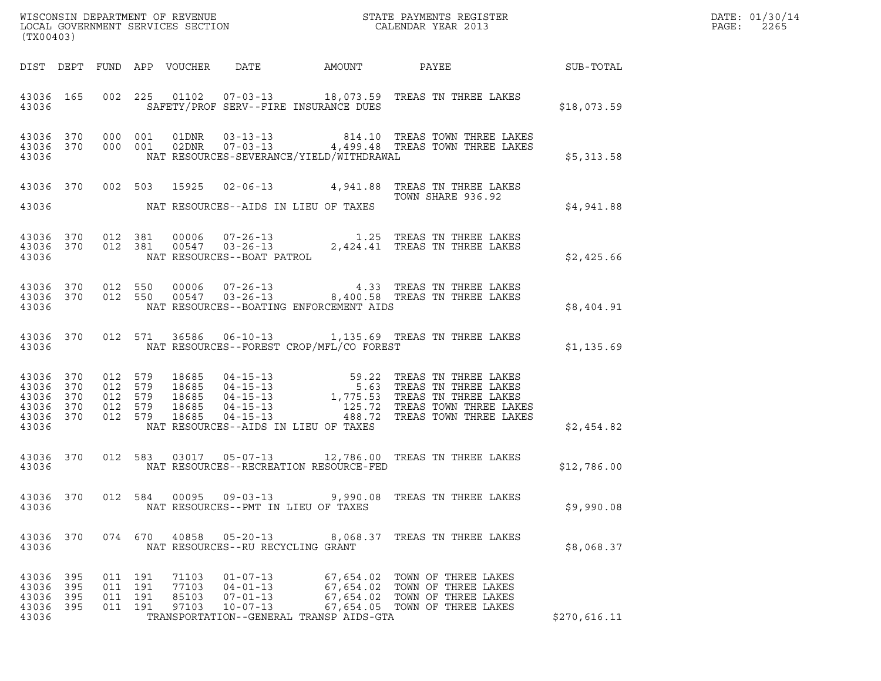WISCONSIN DEPARTMENT OF REVENUE
LOCAL GOVERNMENT SERVICES SECTION
(TX00403)

STATE PAYMENTS REGISTER
CALENDAR YEAR 2013

DATE: 01/30/14
PAGE: 2265

| DIST | DEPT | FUND | APP | VOUCHER | DATE | AMOUNT | PAYEE | SUB-TOTAL |
|---|---|---|---|---|---|---|---|---|
| 43036 | 165 | 002 | 225 | 01102 | 07-03-13 | 18,073.59 | TREAS TN THREE LAKES | |
| 43036 | | | | | SAFETY/PROF SERV--FIRE INSURANCE DUES | | | $18,073.59 |
| 43036 | 370 | 000 | 001 | 01DNR | 03-13-13 | 814.10 | TREAS TOWN THREE LAKES | |
| 43036 | 370 | 000 | 001 | 02DNR | 07-03-13 | 4,499.48 | TREAS TOWN THREE LAKES | |
| 43036 | | | | | NAT RESOURCES-SEVERANCE/YIELD/WITHDRAWAL | | | $5,313.58 |
| 43036 | 370 | 002 | 503 | 15925 | 02-06-13 | 4,941.88 | TREAS TN THREE LAKES TOWN SHARE 936.92 | |
| 43036 | | | | | NAT RESOURCES--AIDS IN LIEU OF TAXES | | | $4,941.88 |
| 43036 | 370 | 012 | 381 | 00006 | 07-26-13 | 1.25 | TREAS TN THREE LAKES | |
| 43036 | 370 | 012 | 381 | 00547 | 03-26-13 | 2,424.41 | TREAS TN THREE LAKES | |
| 43036 | | | | | NAT RESOURCES--BOAT PATROL | | | $2,425.66 |
| 43036 | 370 | 012 | 550 | 00006 | 07-26-13 | 4.33 | TREAS TN THREE LAKES | |
| 43036 | 370 | 012 | 550 | 00547 | 03-26-13 | 8,400.58 | TREAS TN THREE LAKES | |
| 43036 | | | | | NAT RESOURCES--BOATING ENFORCEMENT AIDS | | | $8,404.91 |
| 43036 | 370 | 012 | 571 | 36586 | 06-10-13 | 1,135.69 | TREAS TN THREE LAKES | |
| 43036 | | | | | NAT RESOURCES--FOREST CROP/MFL/CO FOREST | | | $1,135.69 |
| 43036 | 370 | 012 | 579 | 18685 | 04-15-13 | 59.22 | TREAS TN THREE LAKES | |
| 43036 | 370 | 012 | 579 | 18685 | 04-15-13 | 5.63 | TREAS TN THREE LAKES | |
| 43036 | 370 | 012 | 579 | 18685 | 04-15-13 | 1,775.53 | TREAS TN THREE LAKES | |
| 43036 | 370 | 012 | 579 | 18685 | 04-15-13 | 125.72 | TREAS TOWN THREE LAKES | |
| 43036 | 370 | 012 | 579 | 18685 | 04-15-13 | 488.72 | TREAS TOWN THREE LAKES | |
| 43036 | | | | | NAT RESOURCES--AIDS IN LIEU OF TAXES | | | $2,454.82 |
| 43036 | 370 | 012 | 583 | 03017 | 05-07-13 | 12,786.00 | TREAS TN THREE LAKES | |
| 43036 | | | | | NAT RESOURCES--RECREATION RESOURCE-FED | | | $12,786.00 |
| 43036 | 370 | 012 | 584 | 00095 | 09-03-13 | 9,990.08 | TREAS TN THREE LAKES | |
| 43036 | | | | | NAT RESOURCES--PMT IN LIEU OF TAXES | | | $9,990.08 |
| 43036 | 370 | 074 | 670 | 40858 | 05-20-13 | 8,068.37 | TREAS TN THREE LAKES | |
| 43036 | | | | | NAT RESOURCES--RU RECYCLING GRANT | | | $8,068.37 |
| 43036 | 395 | 011 | 191 | 71103 | 01-07-13 | 67,654.02 | TOWN OF THREE LAKES | |
| 43036 | 395 | 011 | 191 | 77103 | 04-01-13 | 67,654.02 | TOWN OF THREE LAKES | |
| 43036 | 395 | 011 | 191 | 85103 | 07-01-13 | 67,654.02 | TOWN OF THREE LAKES | |
| 43036 | 395 | 011 | 191 | 97103 | 10-07-13 | 67,654.05 | TOWN OF THREE LAKES | |
| 43036 | | | | | TRANSPORTATION--GENERAL TRANSP AIDS-GTA | | | $270,616.11 |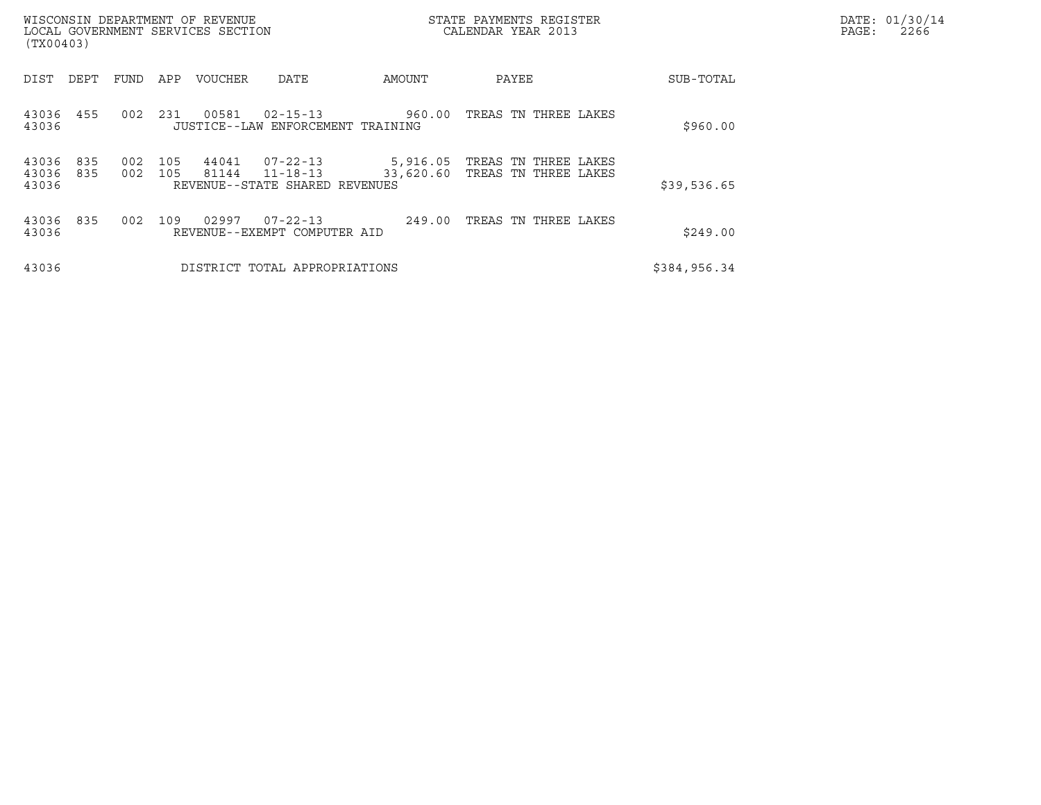WISCONSIN DEPARTMENT OF REVENUE
LOCAL GOVERNMENT SERVICES SECTION
(TX00403)

STATE PAYMENTS REGISTER
CALENDAR YEAR 2013

DATE: 01/30/14
PAGE: 2266

| DIST | DEPT | FUND | APP | VOUCHER | DATE | AMOUNT | PAYEE | SUB-TOTAL |
|---|---|---|---|---|---|---|---|---|
| 43036 | 455 | 002 | 231 | 00581 | 02-15-13 | 960.00 | TREAS TN THREE LAKES | |
| 43036 | | | | JUSTICE--LAW ENFORCEMENT TRAINING | | | | $960.00 |
| 43036 | 835 | 002 | 105 | 44041 | 07-22-13 | 5,916.05 | TREAS TN THREE LAKES | |
| 43036 | 835 | 002 | 105 | 81144 | 11-18-13 | 33,620.60 | TREAS TN THREE LAKES | |
| 43036 | | | | REVENUE--STATE SHARED REVENUES | | | | $39,536.65 |
| 43036 | 835 | 002 | 109 | 02997 | 07-22-13 | 249.00 | TREAS TN THREE LAKES | |
| 43036 | | | | REVENUE--EXEMPT COMPUTER AID | | | | $249.00 |
| 43036 | | | | DISTRICT TOTAL APPROPRIATIONS | | | | $384,956.34 |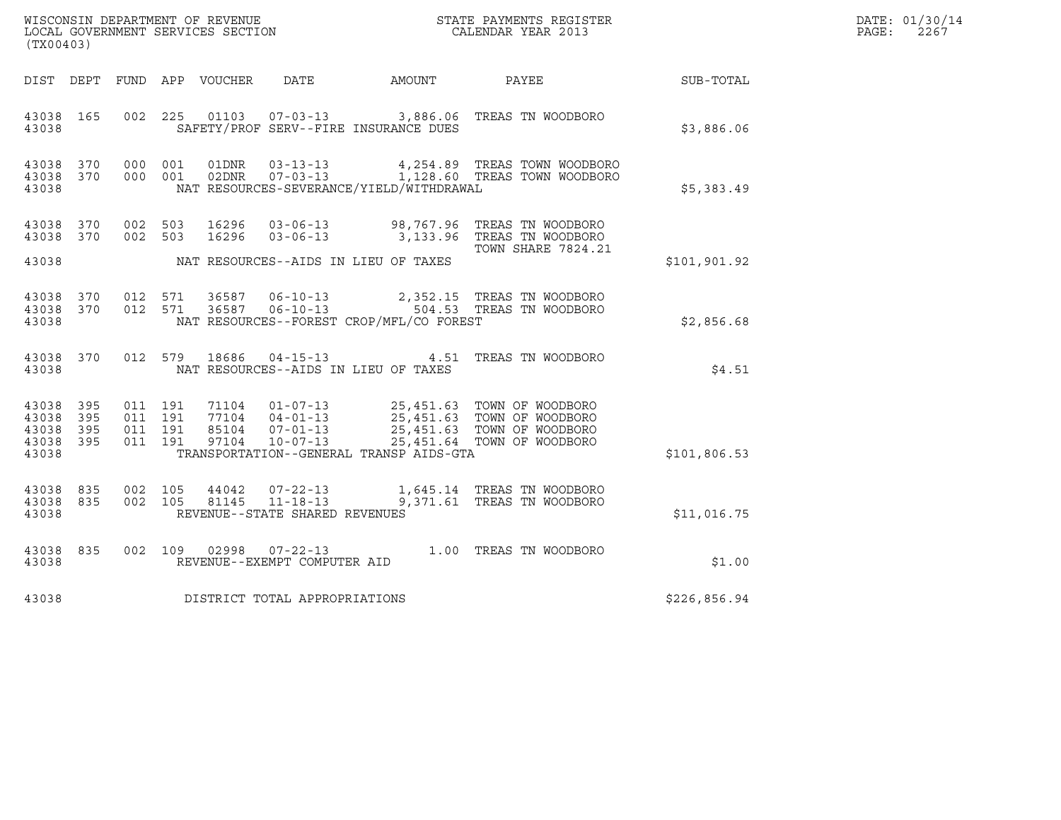WISCONSIN DEPARTMENT OF REVENUE
LOCAL GOVERNMENT SERVICES SECTION
(TX00403)

STATE PAYMENTS REGISTER
CALENDAR YEAR 2013

DATE: 01/30/14
PAGE: 2267

| DIST | DEPT | FUND | APP | VOUCHER | DATE | AMOUNT | PAYEE | SUB-TOTAL |
|---|---|---|---|---|---|---|---|---|
| 43038 | 165 | 002 | 225 | 01103 | 07-03-13 | 3,886.06 | TREAS TN WOODBORO | |
| 43038 | | | | | SAFETY/PROF SERV--FIRE INSURANCE DUES | | | $3,886.06 |
| 43038 | 370 | 000 | 001 | 01DNR | 03-13-13 | 4,254.89 | TREAS TOWN WOODBORO | |
| 43038 | 370 | 000 | 001 | 02DNR | 07-03-13 | 1,128.60 | TREAS TOWN WOODBORO | |
| 43038 | | | | | NAT RESOURCES-SEVERANCE/YIELD/WITHDRAWAL | | | $5,383.49 |
| 43038 | 370 | 002 | 503 | 16296 | 03-06-13 | 98,767.96 | TREAS TN WOODBORO | |
| 43038 | 370 | 002 | 503 | 16296 | 03-06-13 | 3,133.96 | TREAS TN WOODBORO TOWN SHARE 7824.21 | |
| 43038 | | | | | NAT RESOURCES--AIDS IN LIEU OF TAXES | | | $101,901.92 |
| 43038 | 370 | 012 | 571 | 36587 | 06-10-13 | 2,352.15 | TREAS TN WOODBORO | |
| 43038 | 370 | 012 | 571 | 36587 | 06-10-13 | 504.53 | TREAS TN WOODBORO | |
| 43038 | | | | | NAT RESOURCES--FOREST CROP/MFL/CO FOREST | | | $2,856.68 |
| 43038 | 370 | 012 | 579 | 18686 | 04-15-13 | 4.51 | TREAS TN WOODBORO | |
| 43038 | | | | | NAT RESOURCES--AIDS IN LIEU OF TAXES | | | $4.51 |
| 43038 | 395 | 011 | 191 | 71104 | 01-07-13 | 25,451.63 | TOWN OF WOODBORO | |
| 43038 | 395 | 011 | 191 | 77104 | 04-01-13 | 25,451.63 | TOWN OF WOODBORO | |
| 43038 | 395 | 011 | 191 | 85104 | 07-01-13 | 25,451.63 | TOWN OF WOODBORO | |
| 43038 | 395 | 011 | 191 | 97104 | 10-07-13 | 25,451.64 | TOWN OF WOODBORO | |
| 43038 | | | | | TRANSPORTATION--GENERAL TRANSP AIDS-GTA | | | $101,806.53 |
| 43038 | 835 | 002 | 105 | 44042 | 07-22-13 | 1,645.14 | TREAS TN WOODBORO | |
| 43038 | 835 | 002 | 105 | 81145 | 11-18-13 | 9,371.61 | TREAS TN WOODBORO | |
| 43038 | | | | | REVENUE--STATE SHARED REVENUES | | | $11,016.75 |
| 43038 | 835 | 002 | 109 | 02998 | 07-22-13 | 1.00 | TREAS TN WOODBORO | |
| 43038 | | | | | REVENUE--EXEMPT COMPUTER AID | | | $1.00 |
| 43038 | | | | | DISTRICT TOTAL APPROPRIATIONS | | | $226,856.94 |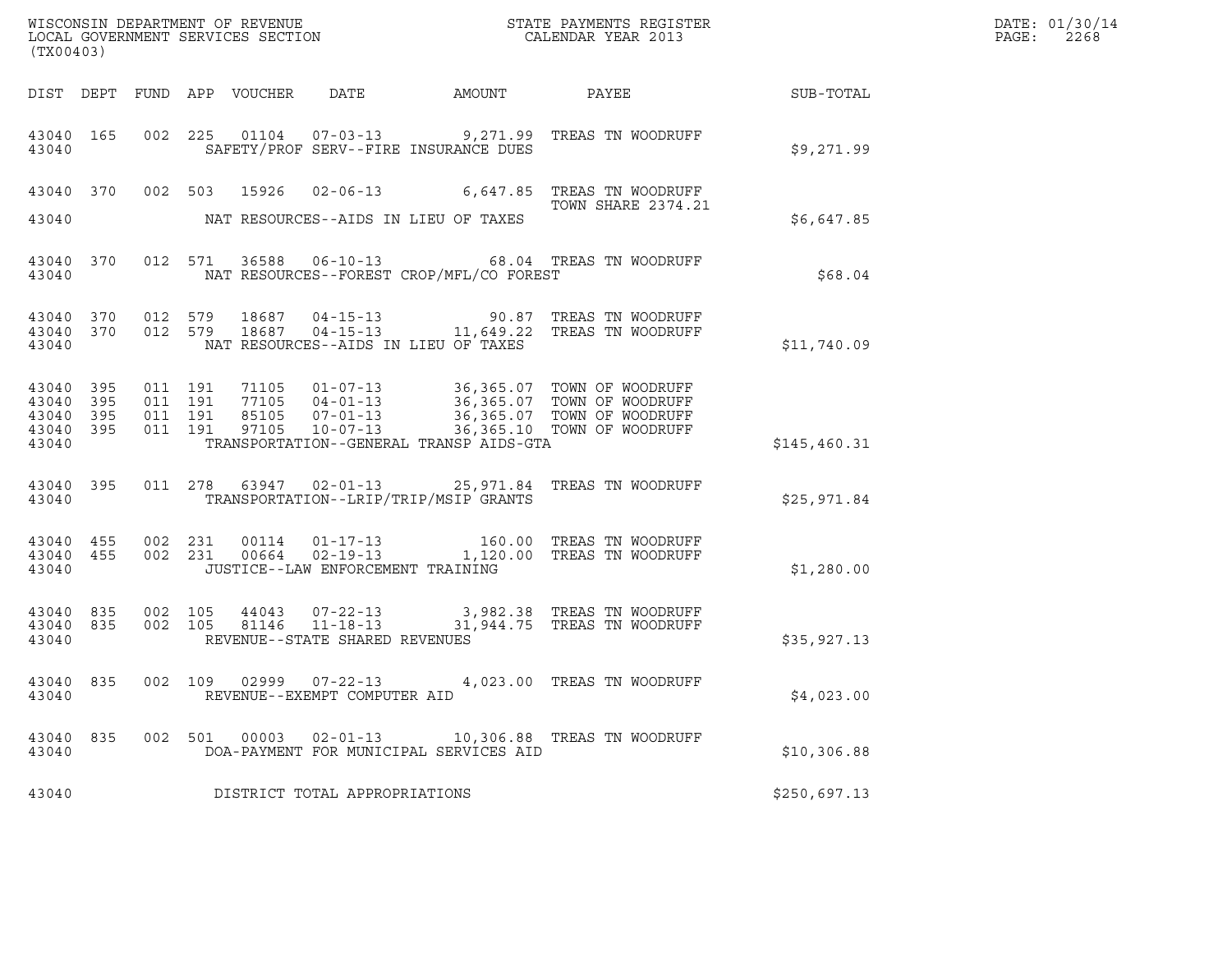WISCONSIN DEPARTMENT OF REVENUE
LOCAL GOVERNMENT SERVICES SECTION
(TX00403)

STATE PAYMENTS REGISTER
CALENDAR YEAR 2013

DATE: 01/30/14
PAGE: 2268

| DIST | DEPT | FUND | APP | VOUCHER | DATE | AMOUNT | PAYEE | SUB-TOTAL |
|---|---|---|---|---|---|---|---|---|
| 43040 | 165 | 002 | 225 | 01104 | 07-03-13 | 9,271.99 | TREAS TN WOODRUFF | |
| 43040 | | | | | SAFETY/PROF SERV--FIRE INSURANCE DUES | | | $9,271.99 |
| 43040 | 370 | 002 | 503 | 15926 | 02-06-13 | 6,647.85 | TREAS TN WOODRUFF TOWN SHARE 2374.21 | |
| 43040 | | | | | NAT RESOURCES--AIDS IN LIEU OF TAXES | | | $6,647.85 |
| 43040 | 370 | 012 | 571 | 36588 | 06-10-13 | 68.04 | TREAS TN WOODRUFF | |
| 43040 | | | | | NAT RESOURCES--FOREST CROP/MFL/CO FOREST | | | $68.04 |
| 43040 | 370 | 012 | 579 | 18687 | 04-15-13 | 90.87 | TREAS TN WOODRUFF | |
| 43040 | 370 | 012 | 579 | 18687 | 04-15-13 | 11,649.22 | TREAS TN WOODRUFF | |
| 43040 | | | | | NAT RESOURCES--AIDS IN LIEU OF TAXES | | | $11,740.09 |
| 43040 | 395 | 011 | 191 | 71105 | 01-07-13 | 36,365.07 | TOWN OF WOODRUFF | |
| 43040 | 395 | 011 | 191 | 77105 | 04-01-13 | 36,365.07 | TOWN OF WOODRUFF | |
| 43040 | 395 | 011 | 191 | 85105 | 07-01-13 | 36,365.07 | TOWN OF WOODRUFF | |
| 43040 | 395 | 011 | 191 | 97105 | 10-07-13 | 36,365.10 | TOWN OF WOODRUFF | |
| 43040 | | | | | TRANSPORTATION--GENERAL TRANSP AIDS-GTA | | | $145,460.31 |
| 43040 | 395 | 011 | 278 | 63947 | 02-01-13 | 25,971.84 | TREAS TN WOODRUFF | |
| 43040 | | | | | TRANSPORTATION--LRIP/TRIP/MSIP GRANTS | | | $25,971.84 |
| 43040 | 455 | 002 | 231 | 00114 | 01-17-13 | 160.00 | TREAS TN WOODRUFF | |
| 43040 | 455 | 002 | 231 | 00664 | 02-19-13 | 1,120.00 | TREAS TN WOODRUFF | |
| 43040 | | | | | JUSTICE--LAW ENFORCEMENT TRAINING | | | $1,280.00 |
| 43040 | 835 | 002 | 105 | 44043 | 07-22-13 | 3,982.38 | TREAS TN WOODRUFF | |
| 43040 | 835 | 002 | 105 | 81146 | 11-18-13 | 31,944.75 | TREAS TN WOODRUFF | |
| 43040 | | | | | REVENUE--STATE SHARED REVENUES | | | $35,927.13 |
| 43040 | 835 | 002 | 109 | 02999 | 07-22-13 | 4,023.00 | TREAS TN WOODRUFF | |
| 43040 | | | | | REVENUE--EXEMPT COMPUTER AID | | | $4,023.00 |
| 43040 | 835 | 002 | 501 | 00003 | 02-01-13 | 10,306.88 | TREAS TN WOODRUFF | |
| 43040 | | | | | DOA-PAYMENT FOR MUNICIPAL SERVICES AID | | | $10,306.88 |
| 43040 | | | | | DISTRICT TOTAL APPROPRIATIONS | | | $250,697.13 |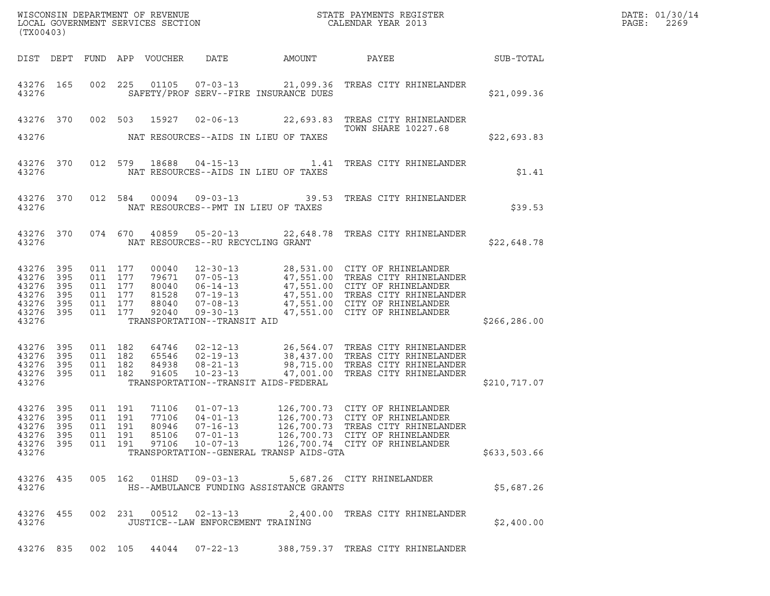WISCONSIN DEPARTMENT OF REVENUE
LOCAL GOVERNMENT SERVICES SECTION
(TX00403)

STATE PAYMENTS REGISTER
CALENDAR YEAR 2013

DATE: 01/30/14
PAGE: 2269

| DIST | DEPT | FUND | APP | VOUCHER | DATE | AMOUNT | PAYEE | SUB-TOTAL |
|---|---|---|---|---|---|---|---|---|
| 43276 | 165 | 002 | 225 | 01105 | 07-03-13 | 21,099.36 | TREAS CITY RHINELANDER | |
| 43276 | | | | | SAFETY/PROF SERV--FIRE INSURANCE DUES | | | $21,099.36 |
| 43276 | 370 | 002 | 503 | 15927 | 02-06-13 | 22,693.83 | TREAS CITY RHINELANDER TOWN SHARE 10227.68 | |
| 43276 | | | | | NAT RESOURCES--AIDS IN LIEU OF TAXES | | | $22,693.83 |
| 43276 | 370 | 012 | 579 | 18688 | 04-15-13 | 1.41 | TREAS CITY RHINELANDER | |
| 43276 | | | | | NAT RESOURCES--AIDS IN LIEU OF TAXES | | | $1.41 |
| 43276 | 370 | 012 | 584 | 00094 | 09-03-13 | 39.53 | TREAS CITY RHINELANDER | |
| 43276 | | | | | NAT RESOURCES--PMT IN LIEU OF TAXES | | | $39.53 |
| 43276 | 370 | 074 | 670 | 40859 | 05-20-13 | 22,648.78 | TREAS CITY RHINELANDER | |
| 43276 | | | | | NAT RESOURCES--RU RECYCLING GRANT | | | $22,648.78 |
| 43276 | 395 | 011 | 177 | 00040 | 12-30-13 | 28,531.00 | CITY OF RHINELANDER | |
| 43276 | 395 | 011 | 177 | 79671 | 07-05-13 | 47,551.00 | TREAS CITY RHINELANDER | |
| 43276 | 395 | 011 | 177 | 80040 | 06-14-13 | 47,551.00 | CITY OF RHINELANDER | |
| 43276 | 395 | 011 | 177 | 81528 | 07-19-13 | 47,551.00 | TREAS CITY RHINELANDER | |
| 43276 | 395 | 011 | 177 | 88040 | 07-08-13 | 47,551.00 | CITY OF RHINELANDER | |
| 43276 | 395 | 011 | 177 | 92040 | 09-30-13 | 47,551.00 | CITY OF RHINELANDER | |
| 43276 | | | | | TRANSPORTATION--TRANSIT AID | | | $266,286.00 |
| 43276 | 395 | 011 | 182 | 64746 | 02-12-13 | 26,564.07 | TREAS CITY RHINELANDER | |
| 43276 | 395 | 011 | 182 | 65546 | 02-19-13 | 38,437.00 | TREAS CITY RHINELANDER | |
| 43276 | 395 | 011 | 182 | 84938 | 08-21-13 | 98,715.00 | TREAS CITY RHINELANDER | |
| 43276 | 395 | 011 | 182 | 91605 | 10-23-13 | 47,001.00 | TREAS CITY RHINELANDER | |
| 43276 | | | | | TRANSPORTATION--TRANSIT AIDS-FEDERAL | | | $210,717.07 |
| 43276 | 395 | 011 | 191 | 71106 | 01-07-13 | 126,700.73 | CITY OF RHINELANDER | |
| 43276 | 395 | 011 | 191 | 77106 | 04-01-13 | 126,700.73 | CITY OF RHINELANDER | |
| 43276 | 395 | 011 | 191 | 80946 | 07-16-13 | 126,700.73 | TREAS CITY RHINELANDER | |
| 43276 | 395 | 011 | 191 | 85106 | 07-01-13 | 126,700.73 | CITY OF RHINELANDER | |
| 43276 | 395 | 011 | 191 | 97106 | 10-07-13 | 126,700.74 | CITY OF RHINELANDER | |
| 43276 | | | | | TRANSPORTATION--GENERAL TRANSP AIDS-GTA | | | $633,503.66 |
| 43276 | 435 | 005 | 162 | 01HSD | 09-03-13 | 5,687.26 | CITY RHINELANDER | |
| 43276 | | | | | HS--AMBULANCE FUNDING ASSISTANCE GRANTS | | | $5,687.26 |
| 43276 | 455 | 002 | 231 | 00512 | 02-13-13 | 2,400.00 | TREAS CITY RHINELANDER | |
| 43276 | | | | | JUSTICE--LAW ENFORCEMENT TRAINING | | | $2,400.00 |
| 43276 | 835 | 002 | 105 | 44044 | 07-22-13 | 388,759.37 | TREAS CITY RHINELANDER | |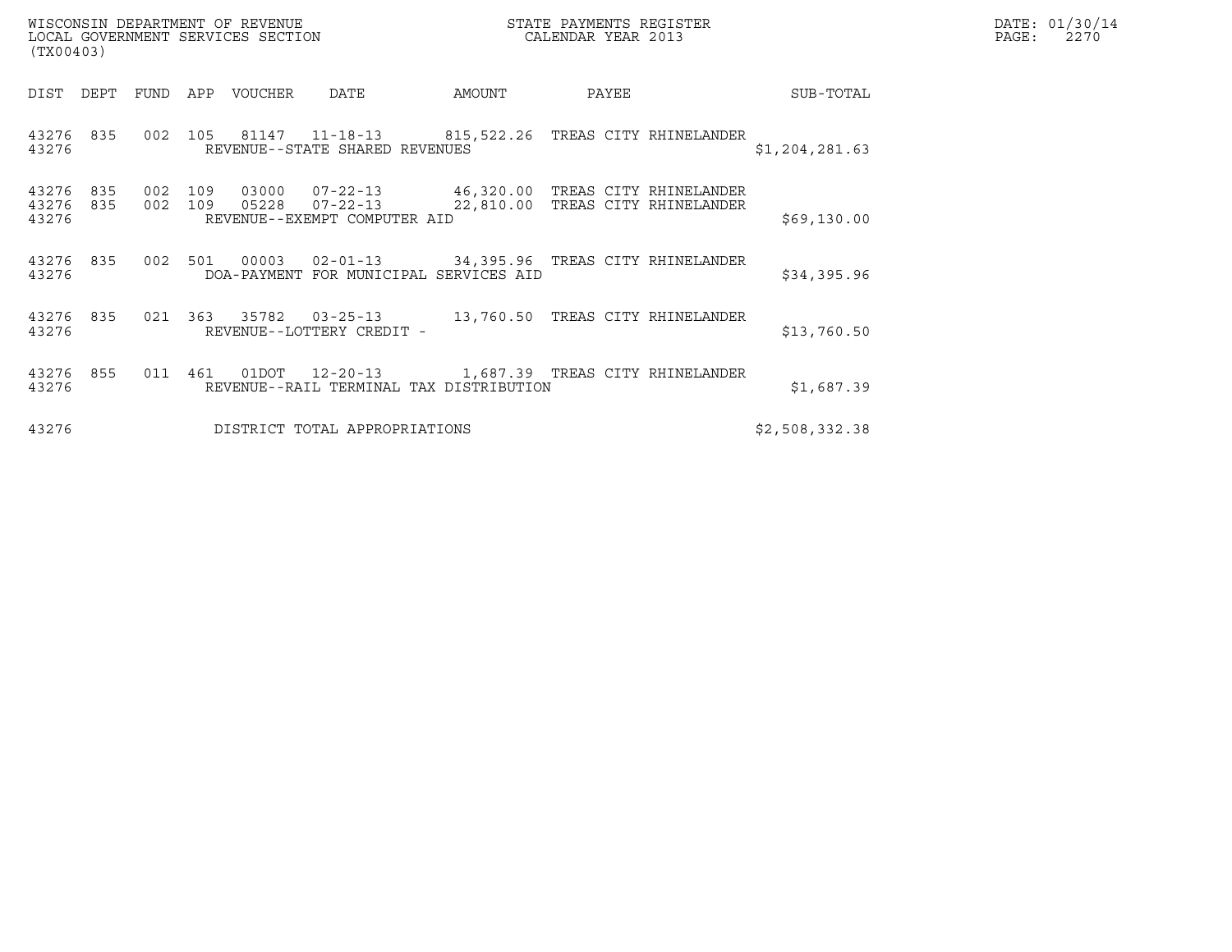WISCONSIN DEPARTMENT OF REVENUE
LOCAL GOVERNMENT SERVICES SECTION
(TX00403)

STATE PAYMENTS REGISTER
CALENDAR YEAR 2013

DATE: 01/30/14
PAGE: 2270

| DIST | DEPT | FUND | APP | VOUCHER | DATE | AMOUNT | PAYEE | SUB-TOTAL |
|---|---|---|---|---|---|---|---|---|
| 43276 | 835 | 002 | 105 | 81147 | 11-18-13 | 815,522.26 | TREAS CITY RHINELANDER | |
| 43276 | | | | REVENUE--STATE SHARED REVENUES | | | | $1,204,281.63 |
| 43276 | 835 | 002 | 109 | 03000 | 07-22-13 | 46,320.00 | TREAS CITY RHINELANDER | |
| 43276 | 835 | 002 | 109 | 05228 | 07-22-13 | 22,810.00 | TREAS CITY RHINELANDER | |
| 43276 | | | | REVENUE--EXEMPT COMPUTER AID | | | | $69,130.00 |
| 43276 | 835 | 002 | 501 | 00003 | 02-01-13 | 34,395.96 | TREAS CITY RHINELANDER | |
| 43276 | | | | DOA-PAYMENT FOR MUNICIPAL SERVICES AID | | | | $34,395.96 |
| 43276 | 835 | 021 | 363 | 35782 | 03-25-13 | 13,760.50 | TREAS CITY RHINELANDER | |
| 43276 | | | | REVENUE--LOTTERY CREDIT - | | | | $13,760.50 |
| 43276 | 855 | 011 | 461 | 01DOT | 12-20-13 | 1,687.39 | TREAS CITY RHINELANDER | |
| 43276 | | | | REVENUE--RAIL TERMINAL TAX DISTRIBUTION | | | | $1,687.39 |
| 43276 | | | | DISTRICT TOTAL APPROPRIATIONS | | | | $2,508,332.38 |